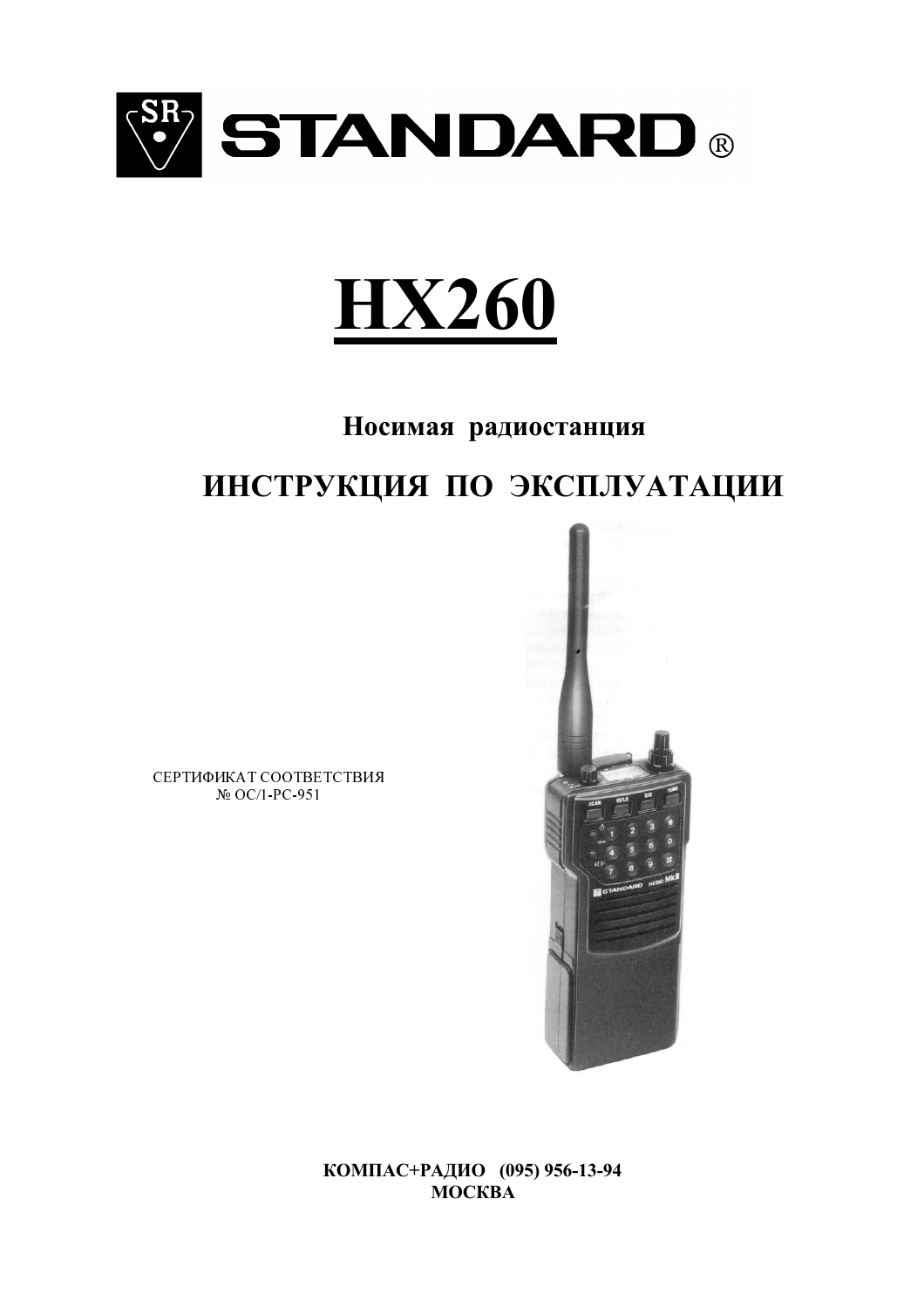STANDARD®

# HX260

## Носимая радиостанция

## ИНСТРУКЦИЯ ПО ЭКСПЛУАТАЦИИ

СЕРТИФИКАТ СООТВЕТСТВИЯ
№ ОС/1-РС-951

**КОМПАС+РАДИО (095) 956-13-94**
**МОСКВА**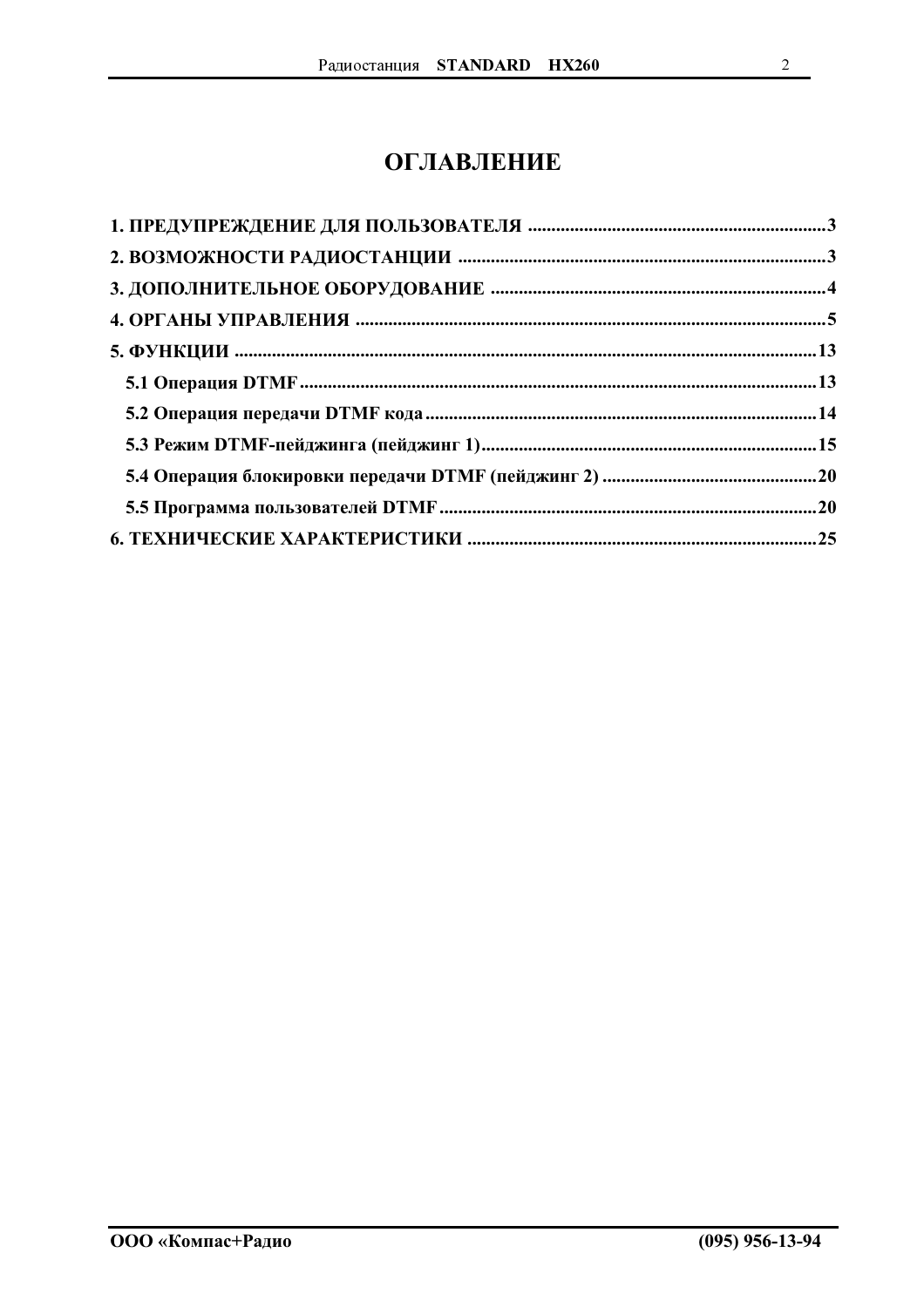# ОГЛАВЛЕНИЕ

**1. ПРЕДУПРЕЖДЕНИЕ ДЛЯ ПОЛЬЗОВАТЕЛЯ ....... 3**

**2. ВОЗМОЖНОСТИ РАДИОСТАНЦИИ ....... 3**

**3. ДОПОЛНИТЕЛЬНОЕ ОБОРУДОВАНИЕ ....... 4**

**4. ОРГАНЫ УПРАВЛЕНИЯ ....... 5**

**5. ФУНКЦИИ ....... 13**

- **5.1 Операция DTMF ....... 13**
- **5.2 Операция передачи DTMF кода ....... 14**
- **5.3 Режим DTMF-пейджинга (пейджинг 1) ....... 15**
- **5.4 Операция блокировки передачи DTMF (пейджинг 2) ....... 20**
- **5.5 Программа пользователей DTMF ....... 20**

**6. ТЕХНИЧЕСКИЕ ХАРАКТЕРИСТИКИ ....... 25**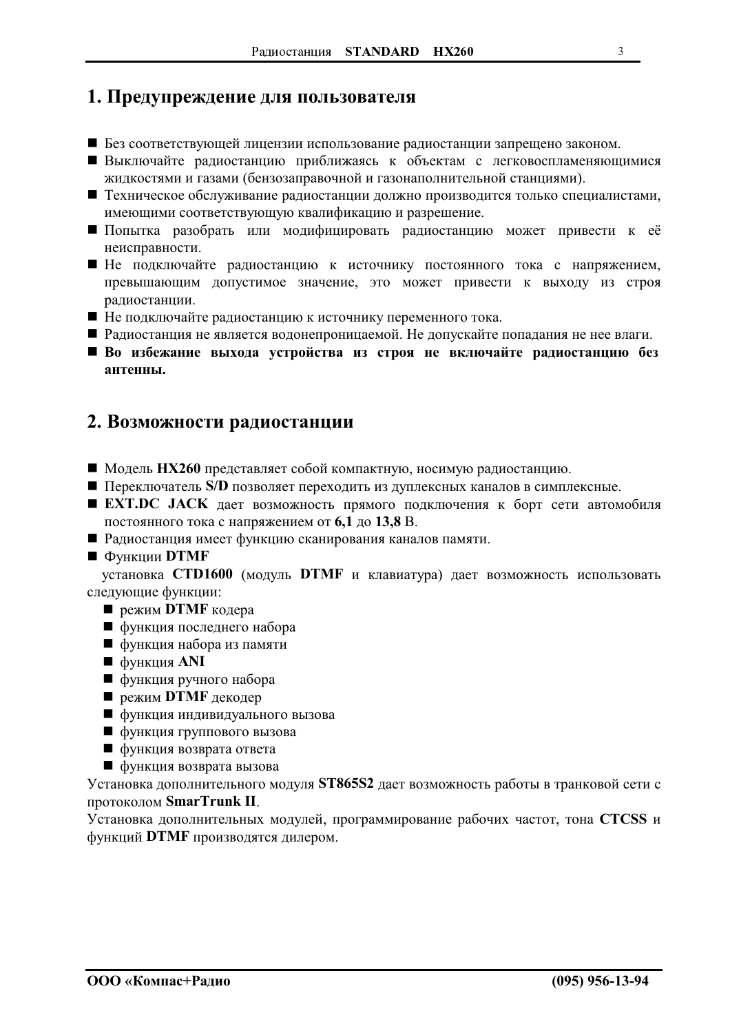# 1. Предупреждение для пользователя

- Без соответствующей лицензии использование радиостанции запрещено законом.
- Выключайте радиостанцию приближаясь к объектам с легковоспламеняющимися жидкостями и газами (бензозаправочной и газонаполнительной станциями).
- Техническое обслуживание радиостанции должно производится только специалистами, имеющими соответствующую квалификацию и разрешение.
- Попытка разобрать или модифицировать радиостанцию может привести к её неисправности.
- Не подключайте радиостанцию к источнику постоянного тока с напряжением, превышающим допустимое значение, это может привести к выходу из строя радиостанции.
- Не подключайте радиостанцию к источнику переменного тока.
- Радиостанция не является водонепроницаемой. Не допускайте попадания не нее влаги.
- **Во избежание выхода устройства из строя не включайте радиостанцию без антенны.**

# 2. Возможности радиостанции

- Модель **HX260** представляет собой компактную, носимую радиостанцию.
- Переключатель **S/D** позволяет переходить из дуплексных каналов в симплексные.
- **EXT.DC JACK** дает возможность прямого подключения к борт сети автомобиля постоянного тока с напряжением от **6,1** до **13,8** В.
- Радиостанция имеет функцию сканирования каналов памяти.
- Функции **DTMF**

установка **CTD1600** (модуль **DTMF** и клавиатура) дает возможность использовать следующие функции:

- режим **DTMF** кодера
- функция последнего набора
- функция набора из памяти
- функция **ANI**
- функция ручного набора
- режим **DTMF** декодер
- функция индивидуального вызова
- функция группового вызова
- функция возврата ответа
- функция возврата вызова

Установка дополнительного модуля **ST865S2** дает возможность работы в транковой сети с протоколом **SmarTrunk II**.

Установка дополнительных модулей, программирование рабочих частот, тона **CTCSS** и функций **DTMF** производятся дилером.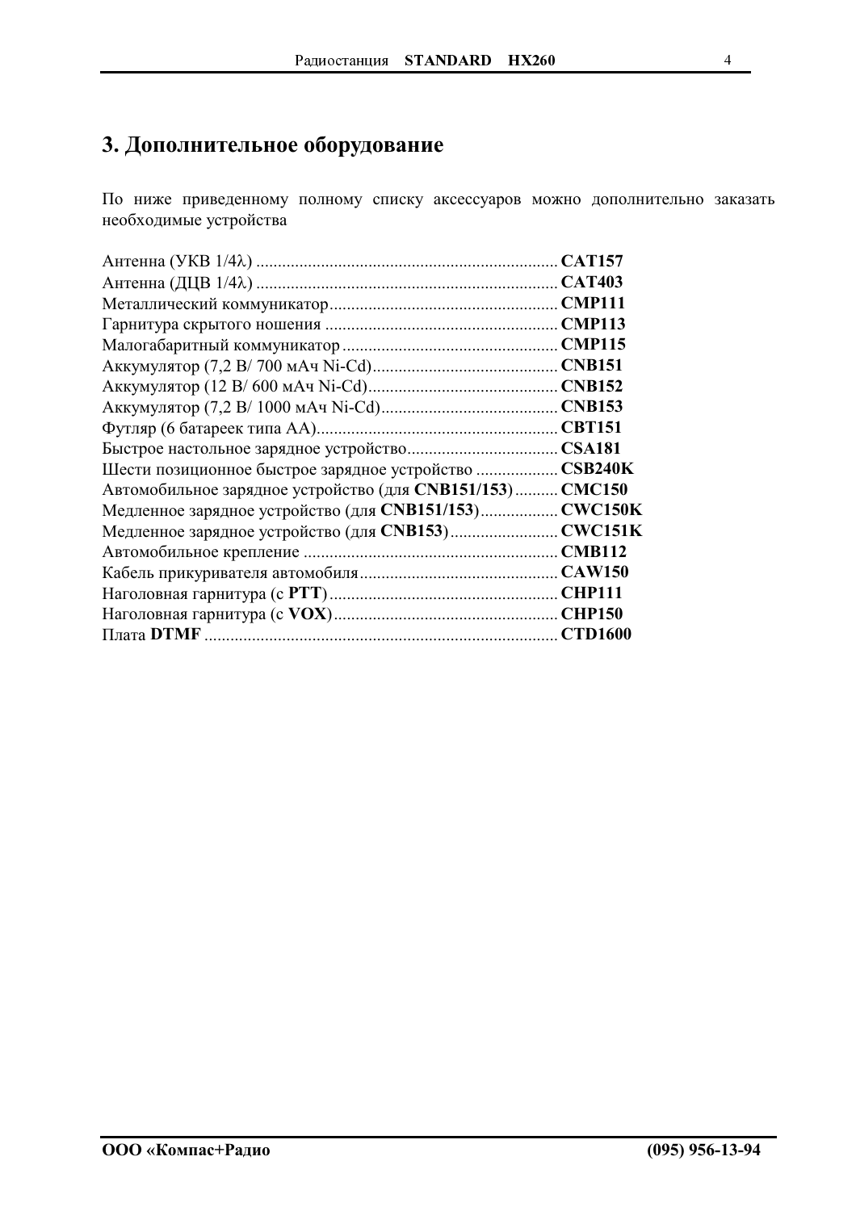## 3. Дополнительное оборудование

По ниже приведенному полному списку аксессуаров можно дополнительно заказать необходимые устройства

Антенна (УКВ 1/4λ) ..................................................................... **CAT157**
Антенна (ДЦВ 1/4λ) ..................................................................... **CAT403**
Металлический коммуникатор.................................................... **CMP111**
Гарнитура скрытого ношения ..................................................... **CMP113**
Малогабаритный коммуникатор ................................................. **CMP115**
Аккумулятор (7,2 В/ 700 мАч Ni-Cd)........................................... **CNB151**
Аккумулятор (12 В/ 600 мАч Ni-Cd)............................................ **CNB152**
Аккумулятор (7,2 В/ 1000 мАч Ni-Cd)......................................... **CNB153**
Футляр (6 батареек типа АА)........................................................ **CBT151**
Быстрое настольное зарядное устройство................................... **CSA181**
Шести позиционное быстрое зарядное устройство ................... **CSB240K**
Автомобильное зарядное устройство (для **CNB151/153**).......... **CMC150**
Медленное зарядное устройство (для **CNB151/153**)................. **CWC150K**
Медленное зарядное устройство (для **CNB153**)......................... **CWC151K**
Автомобильное крепление .......................................................... **CMB112**
Кабель прикуривателя автомобиля............................................. **CAW150**
Наголовная гарнитура (с **PTT**).................................................... **CHP111**
Наголовная гарнитура (с **VOX**).................................................... **CHP150**
Плата **DTMF** ................................................................................. **CTD1600**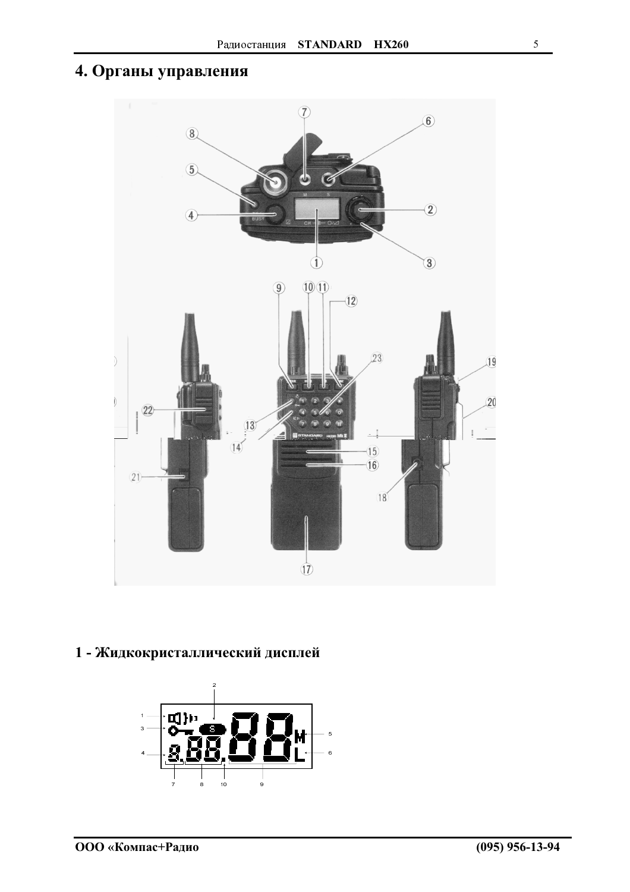# 4. Органы управления

## 1 - Жидкокристаллический дисплей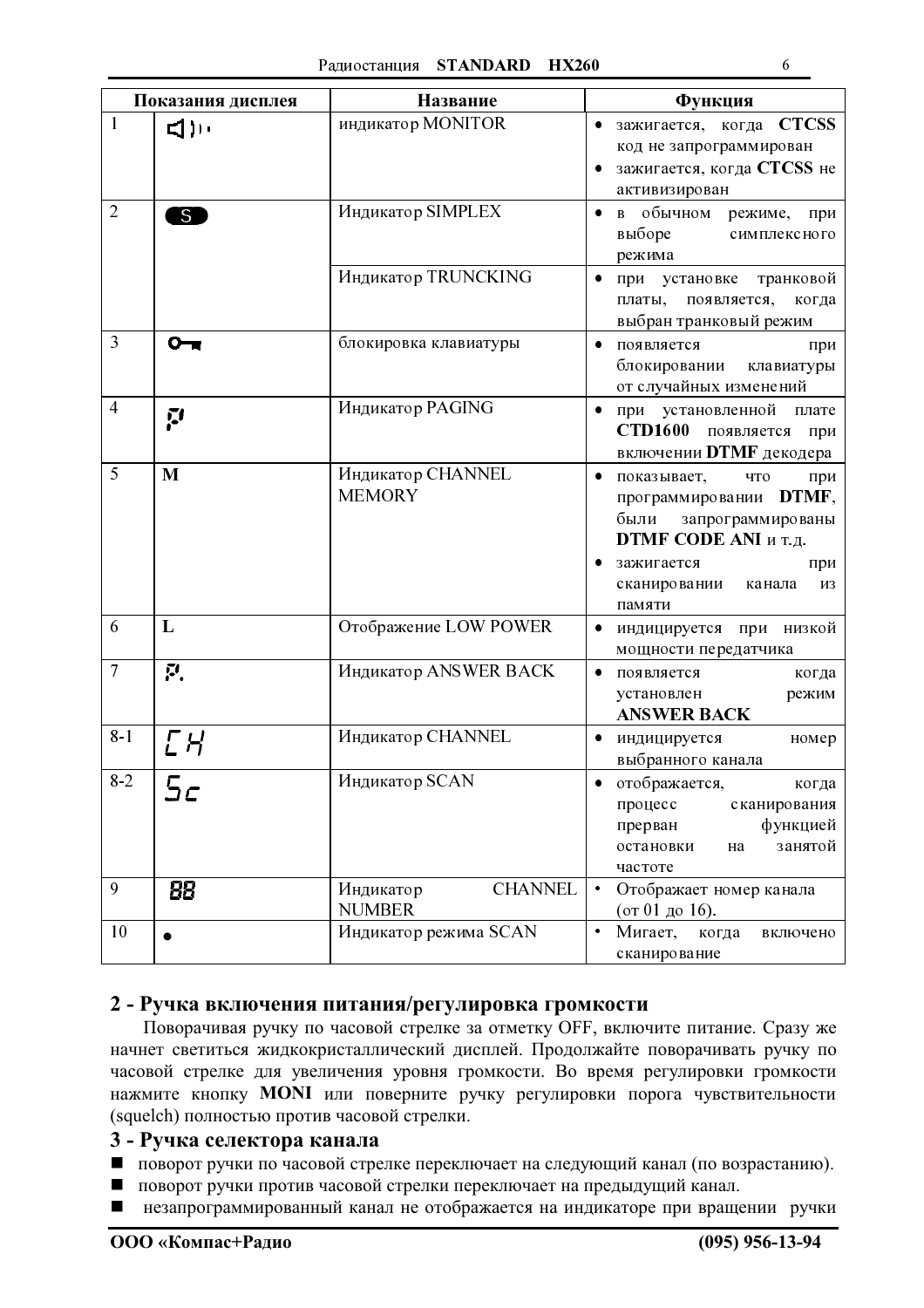| Показания дисплея | | Название | Функция |
|---|---|---|---|
| 1 | ◁)) | индикатор MONITOR | • зажигается, когда **CTCSS** код не запрограммирован<br>• зажигается, когда **CTCSS** не активизирован |
| 2 | S | Индикатор SIMPLEX | • в обычном режиме, при выборе симплексного режима |
| | | Индикатор TRUNCKING | • при установке транковой платы, появляется, когда выбран транковый режим |
| 3 | O-т | блокировка клавиатуры | • появляется при блокировании клавиатуры от случайных изменений |
| 4 | P | Индикатор PAGING | • при установленной плате **CTD1600** появляется при включении **DTMF** декодера |
| 5 | **M** | Индикатор CHANNEL MEMORY | • показывает, что при программировании **DTMF**, были запрограммированы **DTMF CODE ANI** и т.д.<br>• зажигается при сканировании канала из памяти |
| 6 | **L** | Отображение LOW POWER | • индицируется при низкой мощности передатчика |
| 7 | P. | Индикатор ANSWER BACK | • появляется когда установлен режим **ANSWER BACK** |
| 8-1 | CH | Индикатор CHANNEL | • индицируется номер выбранного канала |
| 8-2 | Sc | Индикатор SCAN | • отображается, когда процесс сканирования прерван функцией остановки на занятой частоте |
| 9 | 88 | Индикатор CHANNEL NUMBER | • Отображает номер канала (от 01 до 16). |
| 10 | ● | Индикатор режима SCAN | • Мигает, когда включено сканирование |

## 2 - Ручка включения питания/регулировка громкости

Поворачивая ручку по часовой стрелке за отметку OFF, включите питание. Сразу же начнет светиться жидкокристаллический дисплей. Продолжайте поворачивать ручку по часовой стрелке для увеличения уровня громкости. Во время регулировки громкости нажмите кнопку **MONI** или поверните ручку регулировки порога чувствительности (squelch) полностью против часовой стрелки.

## 3 - Ручка селектора канала

- поворот ручки по часовой стрелке переключает на следующий канал (по возрастанию).
- поворот ручки против часовой стрелки переключает на предыдущий канал.
- незапрограммированный канал не отображается на индикаторе при вращении ручки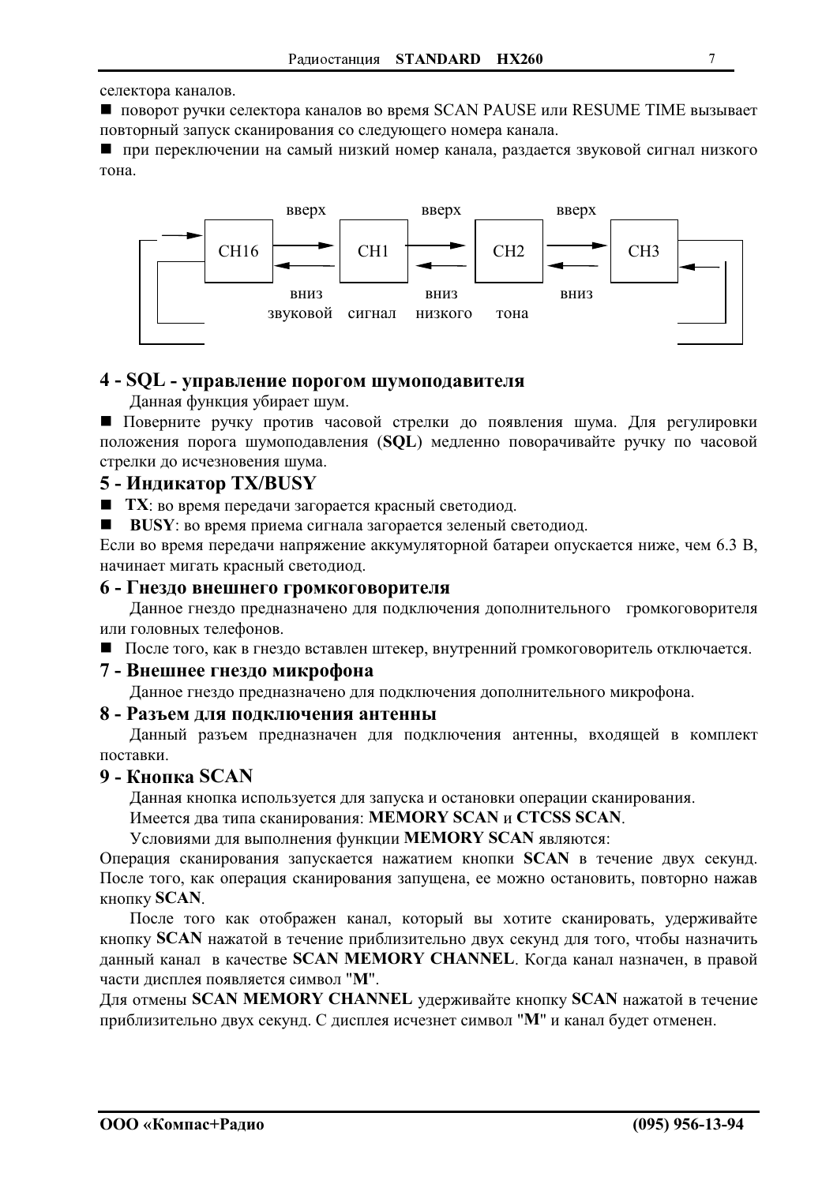селектора каналов.

■ поворот ручки селектора каналов во время SCAN PAUSE или RESUME TIME вызывает повторный запуск сканирования со следующего номера канала.

■ при переключении на самый низкий номер канала, раздается звуковой сигнал низкого тона.

вверх вверх вверх

CH16 CH1 CH2 CH3

вниз вниз вниз

звуковой сигнал низкого тона

## 4 - SQL - управление порогом шумоподавителя

Данная функция убирает шум.

■ Поверните ручку против часовой стрелки до появления шума. Для регулировки положения порога шумоподавления (**SQL**) медленно поворачивайте ручку по часовой стрелки до исчезновения шума.

## 5 - Индикатор TX/BUSY

■ **TX**: во время передачи загорается красный светодиод.

■ **BUSY**: во время приема сигнала загорается зеленый светодиод.

Если во время передачи напряжение аккумуляторной батареи опускается ниже, чем 6.3 В, начинает мигать красный светодиод.

## 6 - Гнездо внешнего громкоговорителя

Данное гнездо предназначено для подключения дополнительного громкоговорителя или головных телефонов.

■ После того, как в гнездо вставлен штекер, внутренний громкоговоритель отключается.

## 7 - Внешнее гнездо микрофона

Данное гнездо предназначено для подключения дополнительного микрофона.

## 8 - Разъем для подключения антенны

Данный разъем предназначен для подключения антенны, входящей в комплект поставки.

## 9 - Кнопка SCAN

Данная кнопка используется для запуска и остановки операции сканирования.

Имеется два типа сканирования: **MEMORY SCAN** и **CTCSS SCAN**.

Условиями для выполнения функции **MEMORY SCAN** являются:

Операция сканирования запускается нажатием кнопки **SCAN** в течение двух секунд. После того, как операция сканирования запущена, ее можно остановить, повторно нажав кнопку **SCAN**.

После того как отображен канал, который вы хотите сканировать, удерживайте кнопку **SCAN** нажатой в течение приблизительно двух секунд для того, чтобы назначить данный канал в качестве **SCAN MEMORY CHANNEL**. Когда канал назначен, в правой части дисплея появляется символ "**M**".

Для отмены **SCAN MEMORY CHANNEL** удерживайте кнопку **SCAN** нажатой в течение приблизительно двух секунд. С дисплея исчезнет символ "**M**" и канал будет отменен.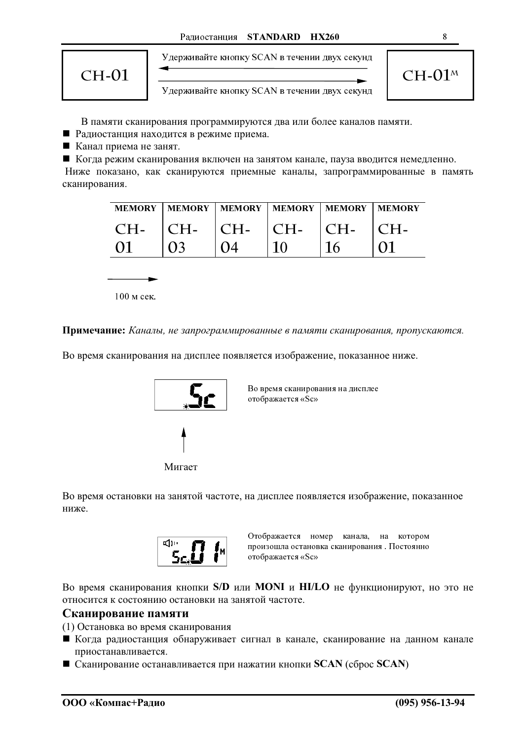CH-01 ⟵ Удерживайте кнопку SCAN в течении двух секунд — CH-01M

CH-01 ⟶ Удерживайте кнопку SCAN в течении двух секунд — CH-01M

В памяти сканирования программируются два или более каналов памяти.

- Радиостанция находится в режиме приема.
- Канал приема не занят.
- Когда режим сканирования включен на занятом канале, пауза вводится немедленно.

Ниже показано, как сканируются приемные каналы, запрограммированные в память сканирования.

| MEMORY | MEMORY | MEMORY | MEMORY | MEMORY | MEMORY |
|---|---|---|---|---|---|
| CH-01 | CH-03 | CH-04 | CH-10 | CH-16 | CH-01 |

⟶ 100 м сек.

**Примечание:** *Каналы, не запрограммированные в памяти сканирования, пропускаются.*

Во время сканирования на дисплее появляется изображение, показанное ниже.

Sc

Мигает

Во время сканирования на дисплее отображается «Sc»

Во время остановки на занятой частоте, на дисплее появляется изображение, показанное ниже.

Sc 01M

Отображается номер канала, на котором произошла остановка сканирования . Постоянно отображается «Sc»

Во время сканирования кнопки **S/D** или **MONI** и **HI/LO** не функционируют, но это не относится к состоянию остановки на занятой частоте.

## Сканирование памяти

(1) Остановка во время сканирования

- Когда радиостанция обнаруживает сигнал в канале, сканирование на данном канале приостанавливается.
- Сканирование останавливается при нажатии кнопки **SCAN** (сброс **SCAN**)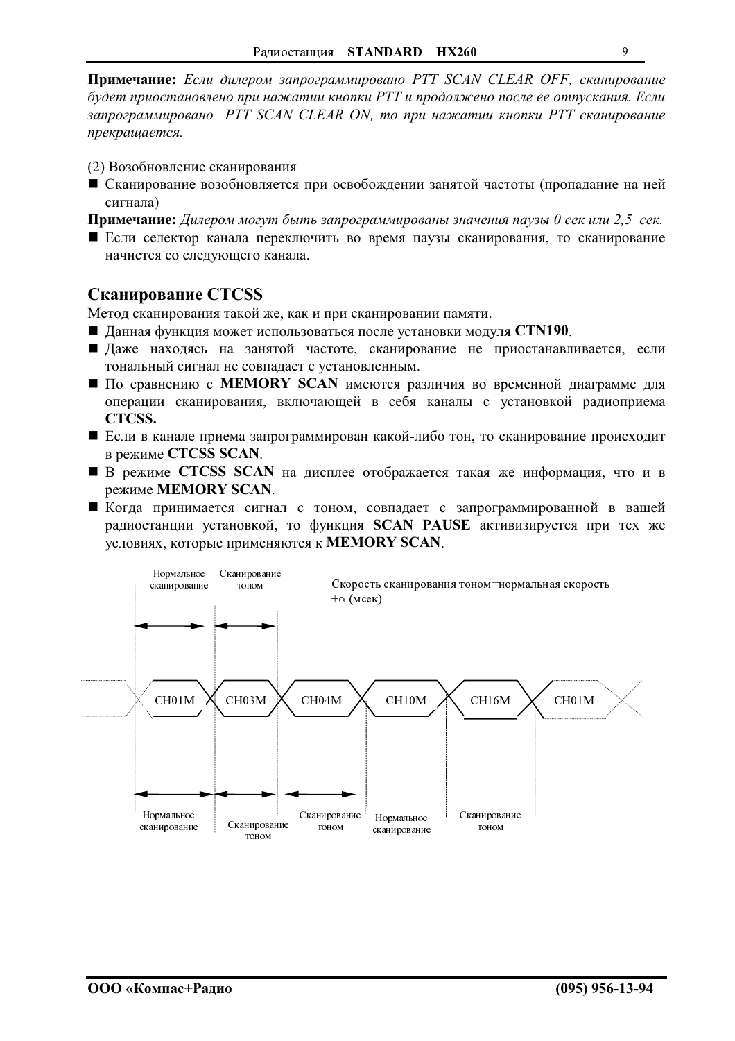**Примечание:** *Если дилером запрограммировано PTT SCAN CLEAR OFF, сканирование будет приостановлено при нажатии кнопки PTT и продолжено после ее отпускания. Если запрограммировано PTT SCAN CLEAR ON, то при нажатии кнопки PTT сканирование прекращается.*

(2) Возобновление сканирования

- Сканирование возобновляется при освобождении занятой частоты (пропадание на ней сигнала)

**Примечание:** *Дилером могут быть запрограммированы значения паузы 0 сек или 2,5 сек.*

- Если селектор канала переключить во время паузы сканирования, то сканирование начнется со следующего канала.

## Сканирование CTCSS

Метод сканирования такой же, как и при сканировании памяти.

- Данная функция может использоваться после установки модуля **CTN190**.
- Даже находясь на занятой частоте, сканирование не приостанавливается, если тональный сигнал не совпадает с установленным.
- По сравнению с **MEMORY SCAN** имеются различия во временной диаграмме для операции сканирования, включающей в себя каналы с установкой радиоприема **CTCSS.**
- Если в канале приема запрограммирован какой-либо тон, то сканирование происходит в режиме **CTCSS SCAN**.
- В режиме **CTCSS SCAN** на дисплее отображается такая же информация, что и в режиме **MEMORY SCAN**.
- Когда принимается сигнал с тоном, совпадает с запрограммированной в вашей радиостанции установкой, то функция **SCAN PAUSE** активизируется при тех же условиях, которые применяются к **MEMORY SCAN**.

Нормальное сканирование | Сканирование тоном

Скорость сканирования тоном=нормальная скорость $+\alpha$ (мсек)

CH01M | CH03M | CH04M | CH10M | CH16M | CH01M

Нормальное сканирование | Сканирование тоном | Сканирование тоном | Нормальное сканирование | Сканирование тоном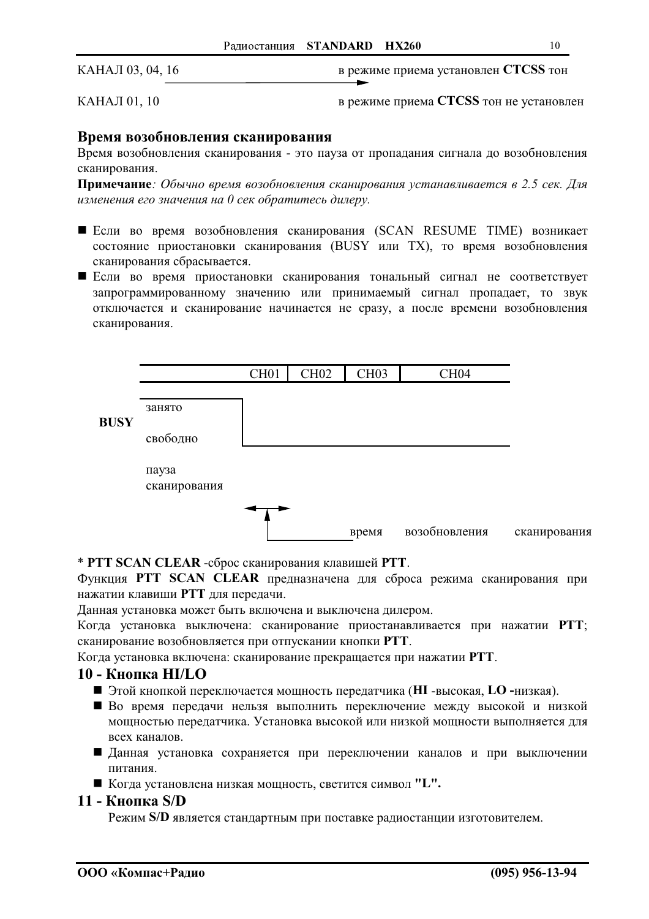КАНАЛ 03, 04, 16 → в режиме приема установлен **CTCSS** тон

КАНАЛ 01, 10 в режиме приема **CTCSS** тон не установлен

### Время возобновления сканирования

Время возобновления сканирования - это пауза от пропадания сигнала до возобновления сканирования.

**Примечание**: *Обычно время возобновления сканирования устанавливается в 2.5 сек. Для изменения его значения на 0 сек обратитесь дилеру.*

- Если во время возобновления сканирования (SCAN RESUME TIME) возникает состояние приостановки сканирования (BUSY или TX), то время возобновления сканирования сбрасывается.
- Если во время приостановки сканирования тональный сигнал не соответствует запрограммированному значению или принимаемый сигнал пропадает, то звук отключается и сканирование начинается не сразу, а после времени возобновления сканирования.

| | | CH01 | CH02 | CH03 | CH04 |
|---|---|---|---|---|---|
| BUSY | занято | | | | |
| | свободно | | | | |
| | пауза сканирования | | | | |

время возобновления сканирования

\* **PTT SCAN CLEAR** -сброс сканирования клавишей **PTT**.

Функция **PTT SCAN CLEAR** предназначена для сброса режима сканирования при нажатии клавиши **PTT** для передачи.

Данная установка может быть включена и выключена дилером.

Когда установка выключена: сканирование приостанавливается при нажатии **PTT**; сканирование возобновляется при отпускании кнопки **PTT**.

Когда установка включена: сканирование прекращается при нажатии **PTT**.

## 10 - Кнопка HI/LO

- Этой кнопкой переключается мощность передатчика (**HI** -высокая, **LO** -низкая).
- Во время передачи нельзя выполнить переключение между высокой и низкой мощностью передатчика. Установка высокой или низкой мощности выполняется для всех каналов.
- Данная установка сохраняется при переключении каналов и при выключении питания.
- Когда установлена низкая мощность, светится символ **"L".**

## 11 - Кнопка S/D

Режим **S/D** является стандартным при поставке радиостанции изготовителем.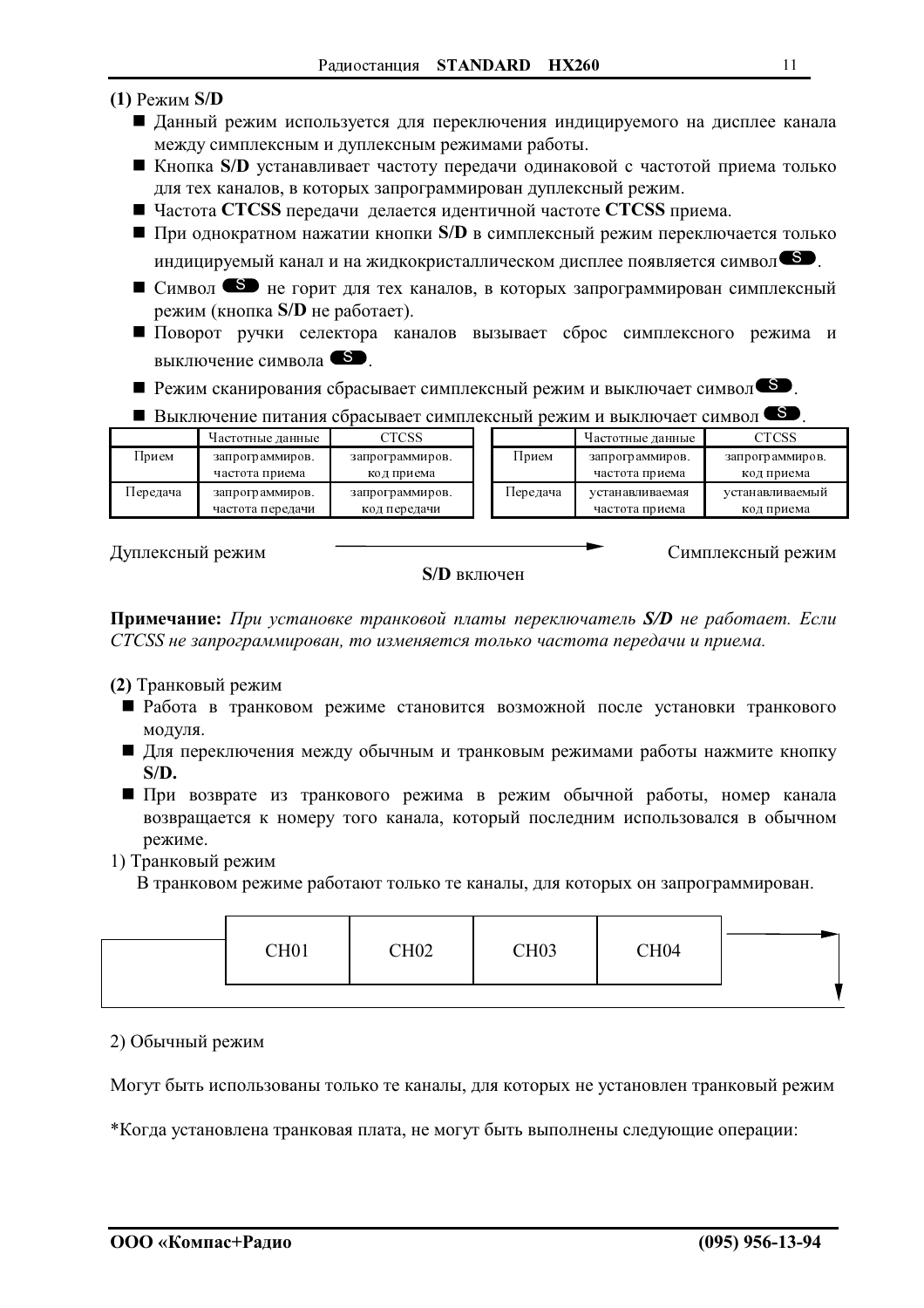**(1)** Режим **S/D**

- Данный режим используется для переключения индицируемого на дисплее канала между симплексным и дуплексным режимами работы.
- Кнопка **S/D** устанавливает частоту передачи одинаковой с частотой приема только для тех каналов, в которых запрограммирован дуплексный режим.
- Частота **CTCSS** передачи делается идентичной частоте **CTCSS** приема.
- При однократном нажатии кнопки **S/D** в симплексный режим переключается только индицируемый канал и на жидкокристаллическом дисплее появляется символ S.
- Символ S не горит для тех каналов, в которых запрограммирован симплексный режим (кнопка **S/D** не работает).
- Поворот ручки селектора каналов вызывает сброс симплексного режима и выключение символа S.
- Режим сканирования сбрасывает симплексный режим и выключает символ S.
- Выключение питания сбрасывает симплексный режим и выключает символ S.

Дуплексный режим:

| | Частотные данные | CTCSS |
|---|---|---|
| Прием | запрограммиров. частота приема | запрограммиров. код приема |
| Передача | запрограммиров. частота передачи | запрограммиров. код передачи |

→ **S/D** включен →

Симплексный режим:

| | Частотные данные | CTCSS |
|---|---|---|
| Прием | запрограммиров. частота приема | запрограммиров. код приема |
| Передача | устанавливаемая частота приема | устанавливаемый код приема |

**Примечание:** *При установке транковой платы переключатель **S/D** не работает. Если CTCSS не запрограммирован, то изменяется только частота передачи и приема.*

**(2)** Транковый режим

- Работа в транковом режиме становится возможной после установки транкового модуля.
- Для переключения между обычным и транковым режимами работы нажмите кнопку **S/D.**
- При возврате из транкового режима в режим обычной работы, номер канала возвращается к номеру того канала, который последним использовался в обычном режиме.

1) Транковый режим

В транковом режиме работают только те каналы, для которых он запрограммирован.

| CH01 | CH02 | CH03 | CH04 |
|---|---|---|---|

2) Обычный режим

Могут быть использованы только те каналы, для которых не установлен транковый режим

*Когда установлена транковая плата, не могут быть выполнены следующие операции: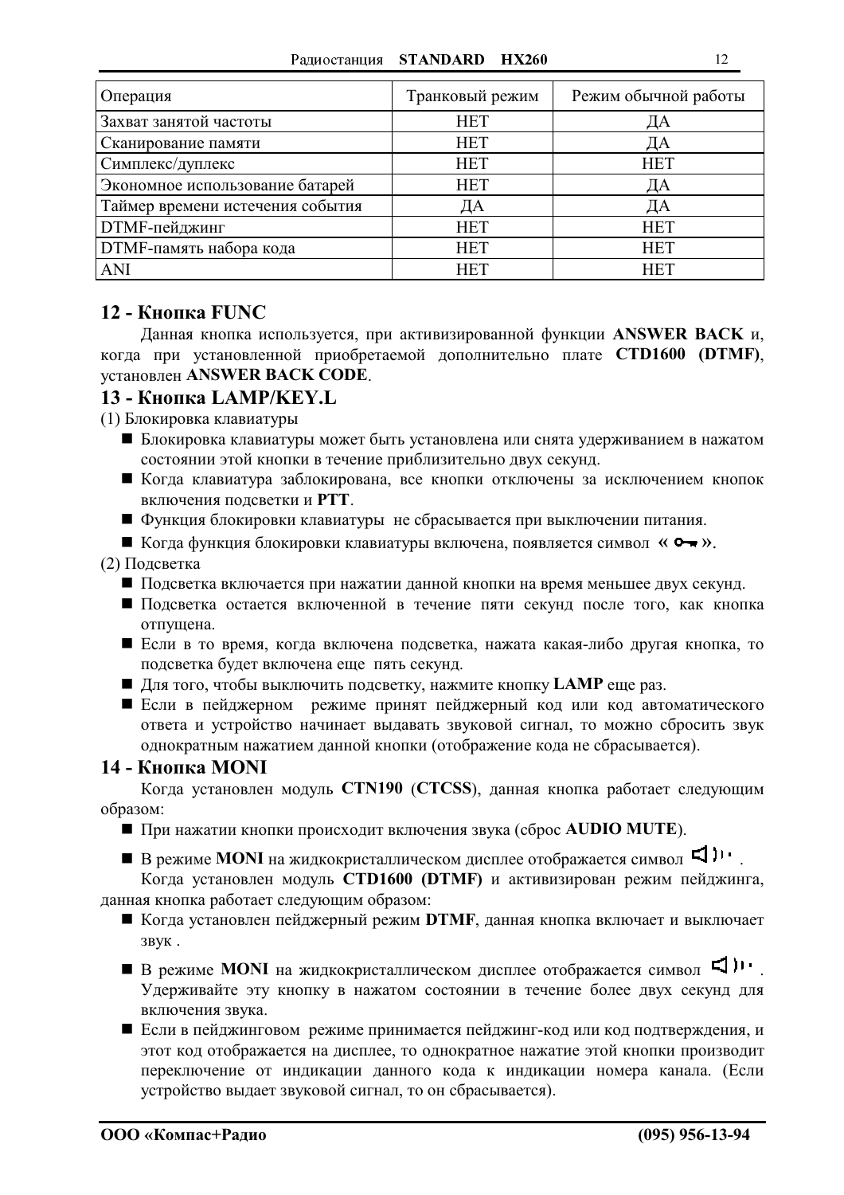| Операция | Транковый режим | Режим обычной работы |
|---|---|---|
| Захват занятой частоты | НЕТ | ДА |
| Сканирование памяти | НЕТ | ДА |
| Симплекс/дуплекс | НЕТ | НЕТ |
| Экономное использование батарей | НЕТ | ДА |
| Таймер времени истечения события | ДА | ДА |
| DTMF-пейджинг | НЕТ | НЕТ |
| DTMF-память набора кода | НЕТ | НЕТ |
| ANI | НЕТ | НЕТ |

## 12 - Кнопка FUNC

Данная кнопка используется, при активизированной функции **ANSWER BACK** и, когда при установленной приобретаемой дополнительно плате **CTD1600 (DTMF)**, установлен **ANSWER BACK CODE**.

## 13 - Кнопка LAMP/KEY.L

(1) Блокировка клавиатуры

- Блокировка клавиатуры может быть установлена или снята удерживанием в нажатом состоянии этой кнопки в течение приблизительно двух секунд.
- Когда клавиатура заблокирована, все кнопки отключены за исключением кнопок включения подсветки и **PTT**.
- Функция блокировки клавиатуры не сбрасывается при выключении питания.
- Когда функция блокировки клавиатуры включена, появляется символ **« 🔑 ».**

(2) Подсветка

- Подсветка включается при нажатии данной кнопки на время меньшее двух секунд.
- Подсветка остается включенной в течение пяти секунд после того, как кнопка отпущена.
- Если в то время, когда включена подсветка, нажата какая-либо другая кнопка, то подсветка будет включена еще пять секунд.
- Для того, чтобы выключить подсветку, нажмите кнопку **LAMP** еще раз.
- Если в пейджерном режиме принят пейджерный код или код автоматического ответа и устройство начинает выдавать звуковой сигнал, то можно сбросить звук однократным нажатием данной кнопки (отображение кода не сбрасывается).

## 14 - Кнопка MONI

Когда установлен модуль **CTN190** (**CTCSS**), данная кнопка работает следующим образом:

- При нажатии кнопки происходит включения звука (сброс **AUDIO MUTE**).
- В режиме **MONI** на жидкокристаллическом дисплее отображается символ 🔊.

Когда установлен модуль **CTD1600 (DTMF)** и активизирован режим пейджинга, данная кнопка работает следующим образом:

- Когда установлен пейджерный режим **DTMF**, данная кнопка включает и выключает звук .
- В режиме **MONI** на жидкокристаллическом дисплее отображается символ 🔊. Удерживайте эту кнопку в нажатом состоянии в течение более двух секунд для включения звука.
- Если в пейджинговом режиме принимается пейджинг-код или код подтверждения, и этот код отображается на дисплее, то однократное нажатие этой кнопки производит переключение от индикации данного кода к индикации номера канала. (Если устройство выдает звуковой сигнал, то он сбрасывается).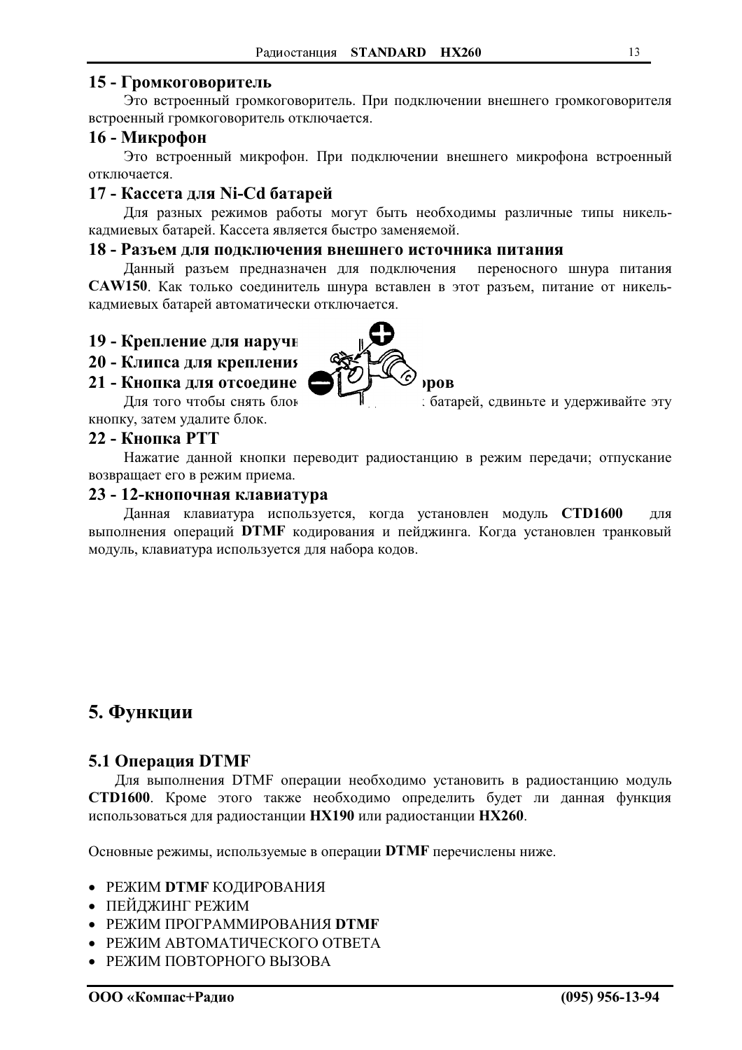### 15 - Громкоговоритель

Это встроенный громкоговоритель. При подключении внешнего громкоговорителя встроенный громкоговоритель отключается.

### 16 - Микрофон

Это встроенный микрофон. При подключении внешнего микрофона встроенный отключается.

### 17 - Кассета для Ni-Cd батарей

Для разных режимов работы могут быть необходимы различные типы никель-кадмиевых батарей. Кассета является быстро заменяемой.

### 18 - Разъем для подключения внешнего источника питания

Данный разъем предназначен для подключения переносного шнура питания **CAW150**. Как только соединитель шнура вставлен в этот разъем, питание от никель-кадмиевых батарей автоматически отключается.

### 19 - Крепление для наручн

### 20 - Клипса для крепления

### 21 - Кнопка для отсоедине ров

Для того чтобы снять блок батарей, сдвиньте и удерживайте эту кнопку, затем удалите блок.

### 22 - Кнопка PTT

Нажатие данной кнопки переводит радиостанцию в режим передачи; отпускание возвращает его в режим приема.

### 23 - 12-кнопочная клавиатура

Данная клавиатура используется, когда установлен модуль **CTD1600** для выполнения операций **DTMF** кодирования и пейджинга. Когда установлен транковый модуль, клавиатура используется для набора кодов.

# 5. Функции

## 5.1 Операция DTMF

Для выполнения DTMF операции необходимо установить в радиостанцию модуль **CTD1600**. Кроме этого также необходимо определить будет ли данная функция использоваться для радиостанции **HX190** или радиостанции **HX260**.

Основные режимы, используемые в операции **DTMF** перечислены ниже.

- РЕЖИМ **DTMF** КОДИРОВАНИЯ
- ПЕЙДЖИНГ РЕЖИМ
- РЕЖИМ ПРОГРАММИРОВАНИЯ **DTMF**
- РЕЖИМ АВТОМАТИЧЕСКОГО ОТВЕТА
- РЕЖИМ ПОВТОРНОГО ВЫЗОВА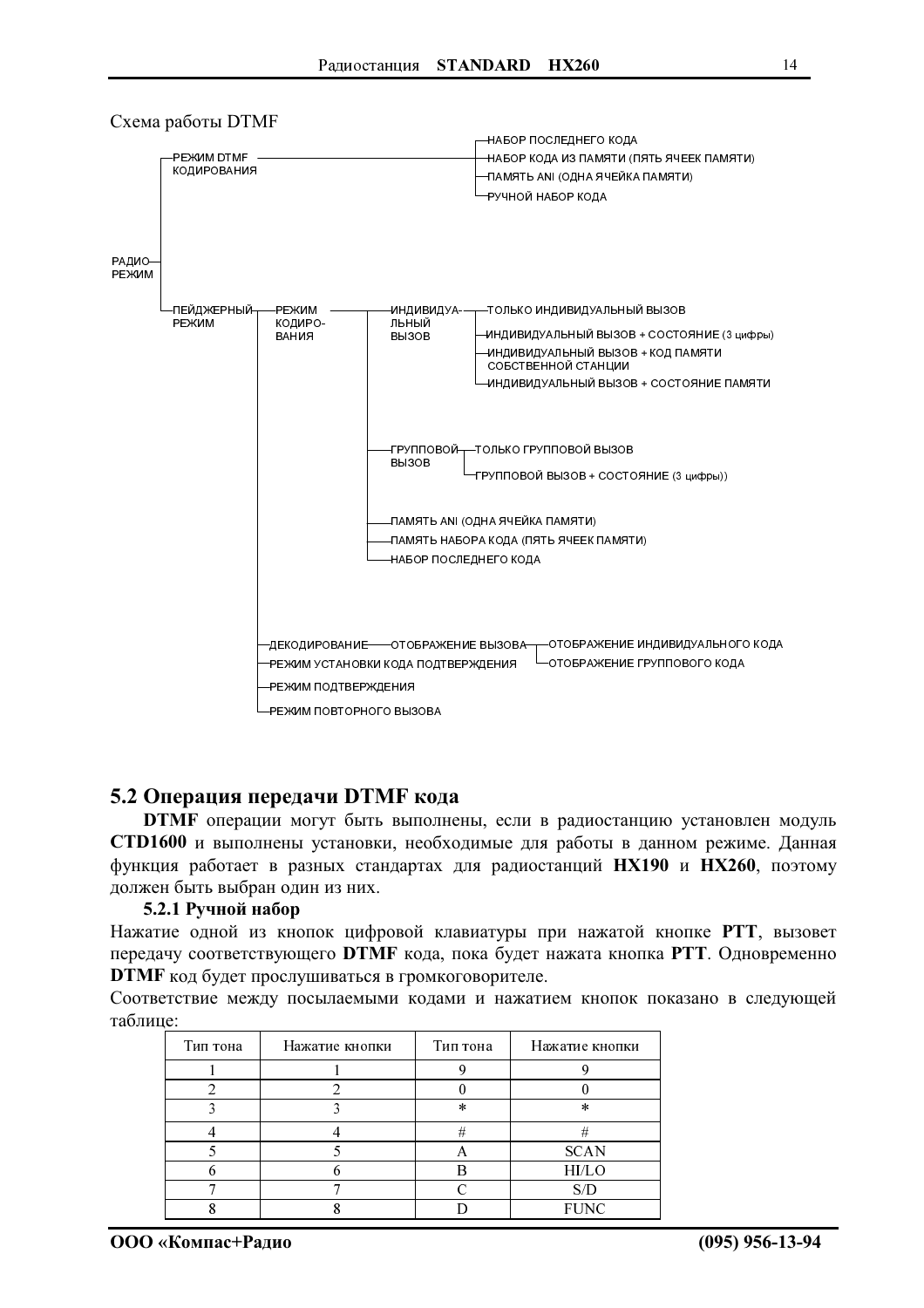Схема работы DTMF

- РАДИО РЕЖИМ
  - РЕЖИМ DTMF КОДИРОВАНИЯ
    - НАБОР ПОСЛЕДНЕГО КОДА
    - НАБОР КОДА ИЗ ПАМЯТИ (ПЯТЬ ЯЧЕЕК ПАМЯТИ)
    - ПАМЯТЬ ANI (ОДНА ЯЧЕЙКА ПАМЯТИ)
    - РУЧНОЙ НАБОР КОДА
  - ПЕЙДЖЕРНЫЙ РЕЖИМ
    - РЕЖИМ КОДИРОВАНИЯ
      - ИНДИВИДУАЛЬНЫЙ ВЫЗОВ
        - ТОЛЬКО ИНДИВИДУАЛЬНЫЙ ВЫЗОВ
        - ИНДИВИДУАЛЬНЫЙ ВЫЗОВ + СОСТОЯНИЕ (3 цифры)
        - ИНДИВИДУАЛЬНЫЙ ВЫЗОВ + КОД ПАМЯТИ СОБСТВЕННОЙ СТАНЦИИ
        - ИНДИВИДУАЛЬНЫЙ ВЫЗОВ + СОСТОЯНИЕ ПАМЯТИ
      - ГРУППОВОЙ ВЫЗОВ
        - ТОЛЬКО ГРУППОВОЙ ВЫЗОВ
        - ГРУППОВОЙ ВЫЗОВ + СОСТОЯНИЕ (3 цифры))
      - ПАМЯТЬ ANI (ОДНА ЯЧЕЙКА ПАМЯТИ)
      - ПАМЯТЬ НАБОРА КОДА (ПЯТЬ ЯЧЕЕК ПАМЯТИ)
      - НАБОР ПОСЛЕДНЕГО КОДА
    - ДЕКОДИРОВАНИЕ
      - ОТОБРАЖЕНИЕ ВЫЗОВА
        - ОТОБРАЖЕНИЕ ИНДИВИДУАЛЬНОГО КОДА
        - ОТОБРАЖЕНИЕ ГРУППОВОГО КОДА
    - РЕЖИМ УСТАНОВКИ КОДА ПОДТВЕРЖДЕНИЯ
    - РЕЖИМ ПОДТВЕРЖДЕНИЯ
    - РЕЖИМ ПОВТОРНОГО ВЫЗОВА

## 5.2 Операция передачи DTMF кода

**DTMF** операции могут быть выполнены, если в радиостанцию установлен модуль **CTD1600** и выполнены установки, необходимые для работы в данном режиме. Данная функция работает в разных стандартах для радиостанций **HX190** и **HX260**, поэтому должен быть выбран один из них.

### 5.2.1 Ручной набор

Нажатие одной из кнопок цифровой клавиатуры при нажатой кнопке **PTT**, вызовет передачу соответствующего **DTMF** кода, пока будет нажата кнопка **PTT**. Одновременно **DTMF** код будет прослушиваться в громкоговорителе.

Соответствие между посылаемыми кодами и нажатием кнопок показано в следующей таблице:

| Тип тона | Нажатие кнопки | Тип тона | Нажатие кнопки |
|---|---|---|---|
| 1 | 1 | 9 | 9 |
| 2 | 2 | 0 | 0 |
| 3 | 3 | * | * |
| 4 | 4 | # | # |
| 5 | 5 | A | SCAN |
| 6 | 6 | B | HI/LO |
| 7 | 7 | C | S/D |
| 8 | 8 | D | FUNC |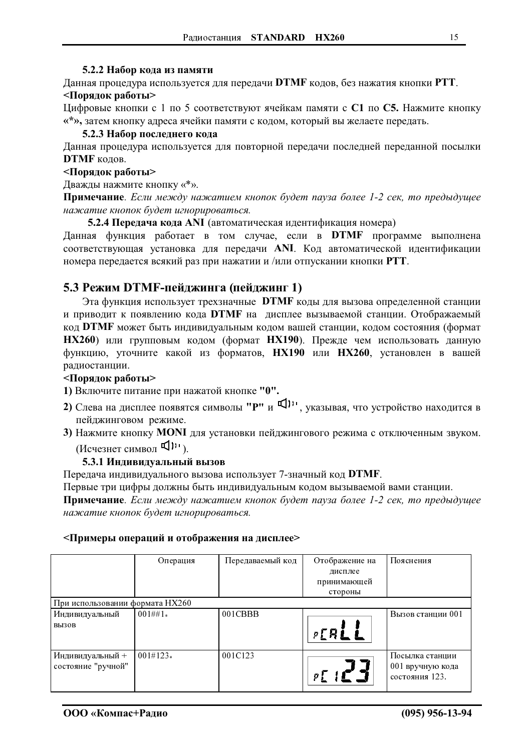#### 5.2.2 Набор кода из памяти

Данная процедура используется для передачи **DTMF** кодов, без нажатия кнопки **PTT**.

**<Порядок работы>**

Цифровые кнопки с 1 по 5 соответствуют ячейкам памяти с **C1** по **C5.** Нажмите кнопку **«*»,** затем кнопку адреса ячейки памяти с кодом, который вы желаете передать.

#### 5.2.3 Набор последнего кода

Данная процедура используется для повторной передачи последней переданной посылки **DTMF** кодов.

**<Порядок работы>**

Дважды нажмите кнопку «*».

**Примечание**. *Если между нажатием кнопок будет пауза более 1-2 сек, то предыдущее нажатие кнопок будет игнорироваться.*

#### 5.2.4 Передача кода ANI (автоматическая идентификация номера)

Данная функция работает в том случае, если в **DTMF** программе выполнена соответствующая установка для передачи **ANI**. Код автоматической идентификации номера передается всякий раз при нажатии и /или отпускании кнопки **PTT**.

## 5.3 Режим DTMF-пейджинга (пейджинг 1)

Эта функция использует трехзначные **DTMF** коды для вызова определенной станции и приводит к появлению кода **DTMF** на дисплее вызываемой станции. Отображаемый код **DTMF** может быть индивидуальным кодом вашей станции, кодом состояния (формат **HX260**) или групповым кодом (формат **HX190**). Прежде чем использовать данную функцию, уточните какой из форматов, **HX190** или **HX260**, установлен в вашей радиостанции.

**<Порядок работы>**

**1)** Включите питание при нажатой кнопке **"0".**

**2)** Слева на дисплее появятся символы **"P"** и 🔈, указывая, что устройство находится в пейджинговом режиме.

**3)** Нажмите кнопку **MONI** для установки пейджингового режима с отключенным звуком. (Исчезнет символ 🔈).

#### 5.3.1 Индивидуальный вызов

Передача индивидуального вызова использует 7-значный код **DTMF**.

Первые три цифры должны быть индивидуальным кодом вызываемой вами станции.

**Примечание**. *Если между нажатием кнопок будет пауза более 1-2 сек, то предыдущее нажатие кнопок будет игнорироваться.*

**<Примеры операций и отображения на дисплее>**

| | Операция | Передаваемый код | Отображение на дисплее принимающей стороны | Пояснения |
|---|---|---|---|---|
| При использовании формата HX260 | | | | |
| Индивидуальный вызов | 001##1* | 001CBBB | P CALL | Вызов станции 001 |
| Индивидуальный + состояние "ручной" | 001#123* | 001C123 | P C 123 | Посылка станции 001 вручную кода состояния 123. |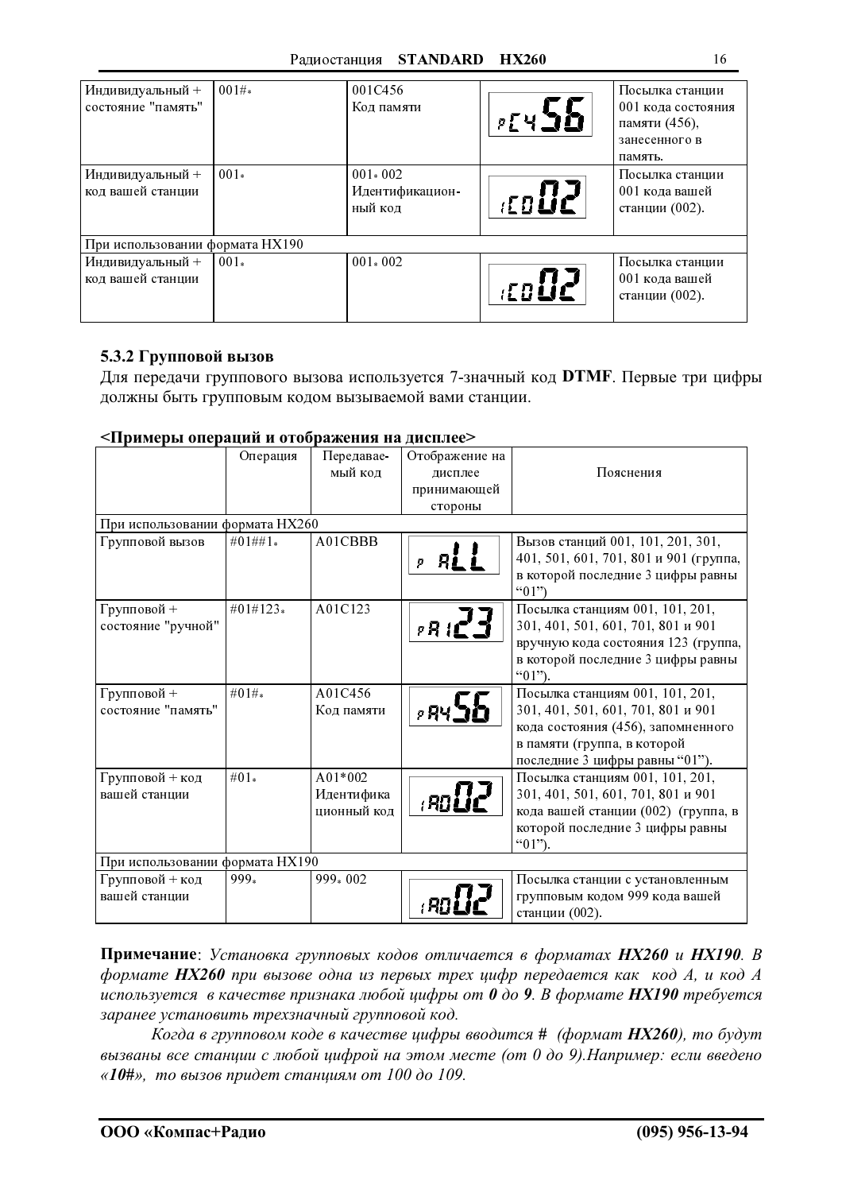| | | | | |
|---|---|---|---|---|
| Индивидуальный + состояние "память" | 001#* | 001C456 Код памяти | pC456 | Посылка станции 001 кода состояния памяти (456), занесенного в память. |
| Индивидуальный + код вашей станции | 001* | 001* 002 Идентификационный код | iC002 | Посылка станции 001 кода вашей станции (002). |
| При использовании формата HX190 | | | | |
| Индивидуальный + код вашей станции | 001* | 001* 002 | iC002 | Посылка станции 001 кода вашей станции (002). |

### 5.3.2 Групповой вызов

Для передачи группового вызова используется 7-значный код **DTMF**. Первые три цифры должны быть групповым кодом вызываемой вами станции.

**<Примеры операций и отображения на дисплее>**

| | Операция | Передаваемый код | Отображение на дисплее принимающей стороны | Пояснения |
|---|---|---|---|---|
| При использовании формата HX260 | | | | |
| Групповой вызов | #01##1* | A01CBBB | p ALL | Вызов станций 001, 101, 201, 301, 401, 501, 601, 701, 801 и 901 (группа, в которой последние 3 цифры равны "01") |
| Групповой + состояние "ручной" | #01#123* | A01C123 | pA123 | Посылка станциям 001, 101, 201, 301, 401, 501, 601, 701, 801 и 901 вручную кода состояния 123 (группа, в которой последние 3 цифры равны "01"). |
| Групповой + состояние "память" | #01#* | A01C456 Код памяти | pA456 | Посылка станциям 001, 101, 201, 301, 401, 501, 601, 701, 801 и 901 кода состояния (456), запомненного в памяти (группа, в которой последние 3 цифры равны "01"). |
| Групповой + код вашей станции | #01* | A01*002 Идентификационный код | iA002 | Посылка станциям 001, 101, 201, 301, 401, 501, 601, 701, 801 и 901 кода вашей станции (002) (группа, в которой последние 3 цифры равны "01"). |
| При использовании формата HX190 | | | | |
| Групповой + код вашей станции | 999* | 999* 002 | iA002 | Посылка станции с установленным групповым кодом 999 кода вашей станции (002). |

**Примечание**: *Установка групповых кодов отличается в форматах **HX260** и **HX190**. В формате **HX260** при вызове одна из первых трех цифр передается как код A, и код A используется в качестве признака любой цифры от **0** до **9**. В формате **HX190** требуется заранее установить трехзначный групповой код.*

*Когда в групповом коде в качестве цифры вводится **#** (формат **HX260**), то будут вызваны все станции с любой цифрой на этом месте (от 0 до 9).Например: если введено «**10#**», то вызов придет станциям от 100 до 109.*

**ООО «Компас+Радио»** **(095) 956-13-94**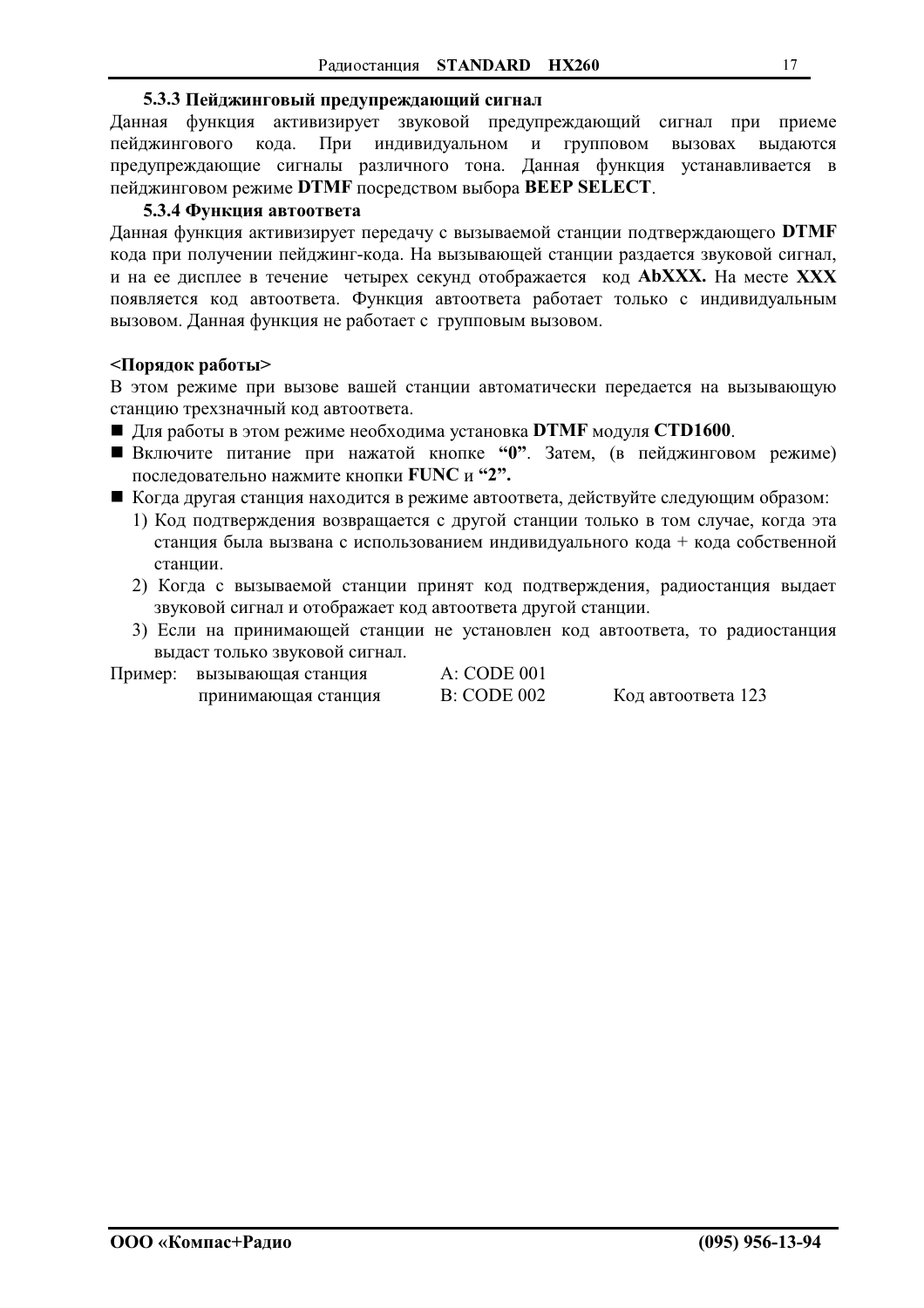### 5.3.3 Пейджинговый предупреждающий сигнал

Данная функция активизирует звуковой предупреждающий сигнал при приеме пейджингового кода. При индивидуальном и групповом вызовах выдаются предупреждающие сигналы различного тона. Данная функция устанавливается в пейджинговом режиме **DTMF** посредством выбора **BEEP SELECT**.

### 5.3.4 Функция автоответа

Данная функция активизирует передачу с вызываемой станции подтверждающего **DTMF** кода при получении пейджинг-кода. На вызывающей станции раздается звуковой сигнал, и на ее дисплее в течение четырех секунд отображается код **AbXXX.** На месте **XXX** появляется код автоответа. Функция автоответа работает только с индивидуальным вызовом. Данная функция не работает с групповым вызовом.

**<Порядок работы>**

В этом режиме при вызове вашей станции автоматически передается на вызывающую станцию трехзначный код автоответа.

- Для работы в этом режиме необходима установка **DTMF** модуля **CTD1600**.
- Включите питание при нажатой кнопке **"0"**. Затем, (в пейджинговом режиме) последовательно нажмите кнопки **FUNC** и **"2".**
- Когда другая станция находится в режиме автоответа, действуйте следующим образом:
  1) Код подтверждения возвращается с другой станции только в том случае, когда эта станция была вызвана с использованием индивидуального кода + кода собственной станции.
  2) Когда с вызываемой станции принят код подтверждения, радиостанция выдает звуковой сигнал и отображает код автоответа другой станции.
  3) Если на принимающей станции не установлен код автоответа, то радиостанция выдаст только звуковой сигнал.

| Пример: | вызывающая станция | A: CODE 001 | |
|---|---|---|---|
| | принимающая станция | B: CODE 002 | Код автоответа 123 |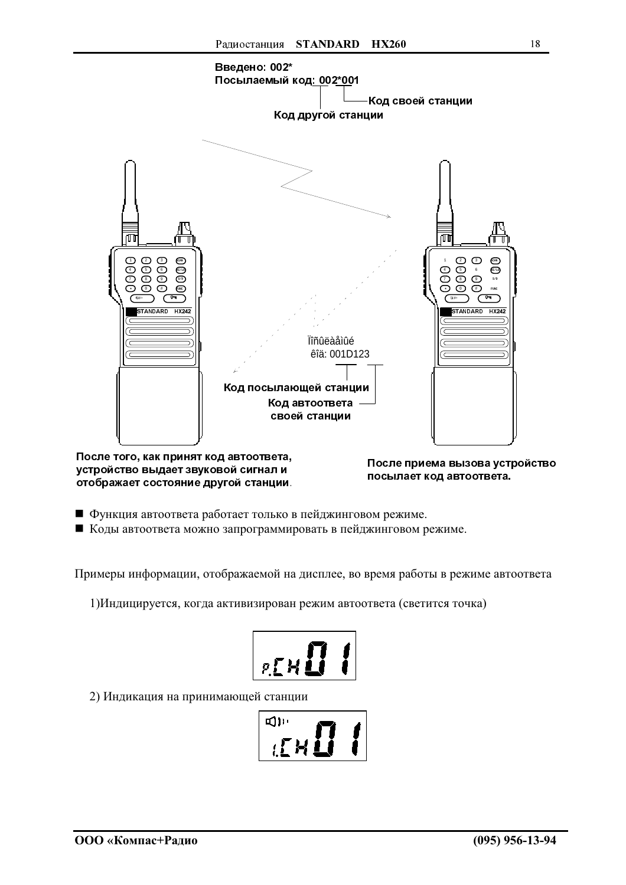Введено: 002*

Посылаемый код: 002*001

Код своей станции

Код другой станции

Ïîñûëàåìûé

êîä: 001D123

Код посылающей станции

Код автоответа своей станции

После того, как принят код автоответа, устройство выдает звуковой сигнал и отображает состояние другой станции.

После приема вызова устройство посылает код автоответа.

- Функция автоответа работает только в пейджинговом режиме.
- Коды автоответа можно запрограммировать в пейджинговом режиме.

Примеры информации, отображаемой на дисплее, во время работы в режиме автоответа

1)Индицируется, когда активизирован режим автоответа (светится точка)

P.CH 01

2) Индикация на принимающей станции

1.CH 01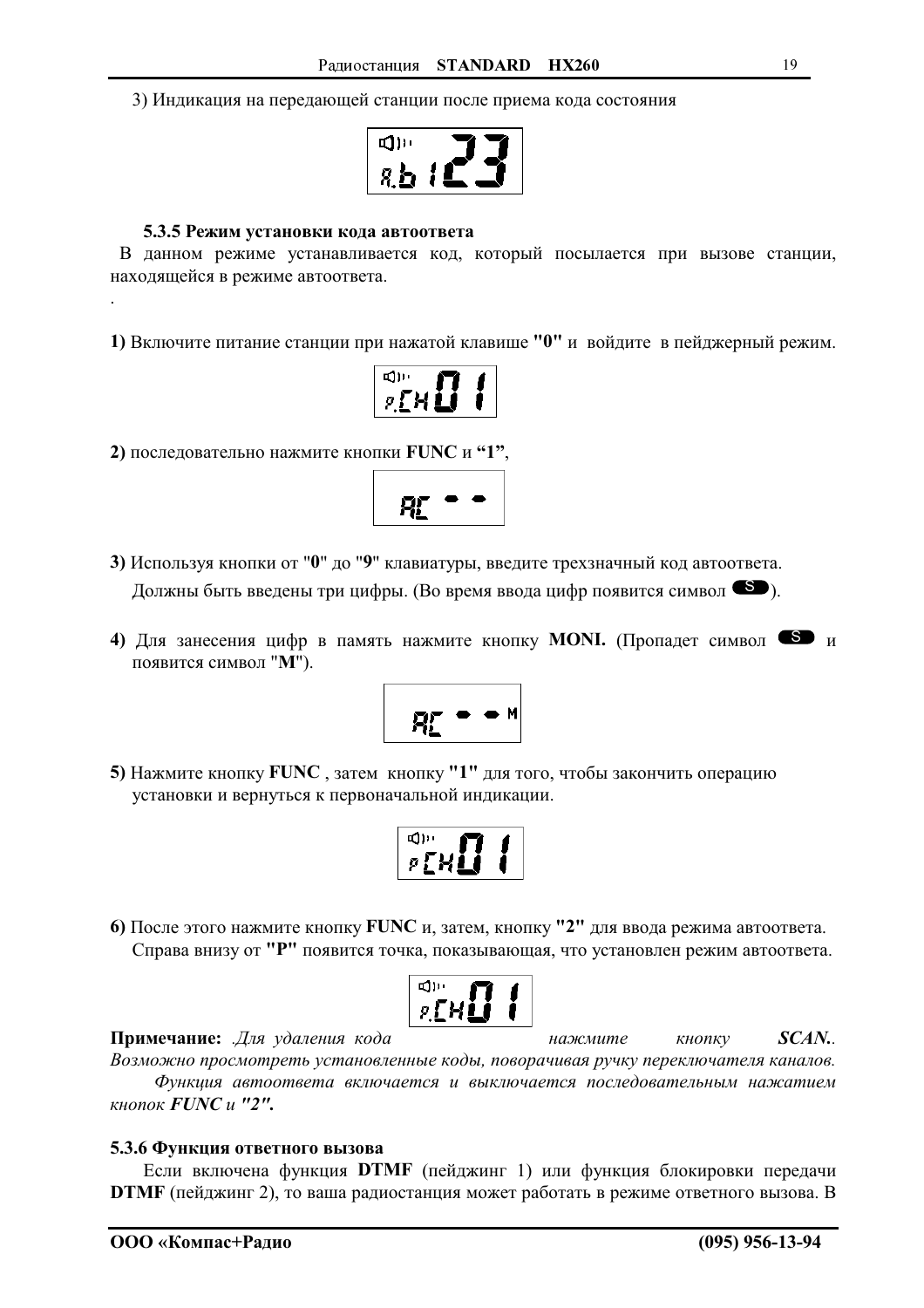3) Индикация на передающей станции после приема кода состояния

### 5.3.5 Режим установки кода автоответа

В данном режиме устанавливается код, который посылается при вызове станции, находящейся в режиме автоответа.

.

**1)** Включите питание станции при нажатой клавише **"0"** и войдите в пейджерный режим.

**2)** последовательно нажмите кнопки **FUNC** и **“1”**,

**3)** Используя кнопки от "**0**" до "**9**" клавиатуры, введите трехзначный код автоответа. Должны быть введены три цифры. (Во время ввода цифр появится символ S).

**4)** Для занесения цифр в память нажмите кнопку **MONI.** (Пропадет символ S и появится символ "**M**").

**5)** Нажмите кнопку **FUNC** , затем кнопку **"1"** для того, чтобы закончить операцию установки и вернуться к первоначальной индикации.

**6)** После этого нажмите кнопку **FUNC** и, затем, кнопку **"2"** для ввода режима автоответа. Справа внизу от **"P"** появится точка, показывающая, что установлен режим автоответа.

**Примечание:** *Для удаления кода нажмите кнопку* ***SCAN.****. Возможно просмотреть установленные коды, поворачивая ручку переключателя каналов.*

*Функция автоответа включается и выключается последовательным нажатием кнопок* ***FUNC*** *и* ***"2".***

### 5.3.6 Функция ответного вызова

Если включена функция **DTMF** (пейджинг 1) или функция блокировки передачи **DTMF** (пейджинг 2), то ваша радиостанция может работать в режиме ответного вызова. В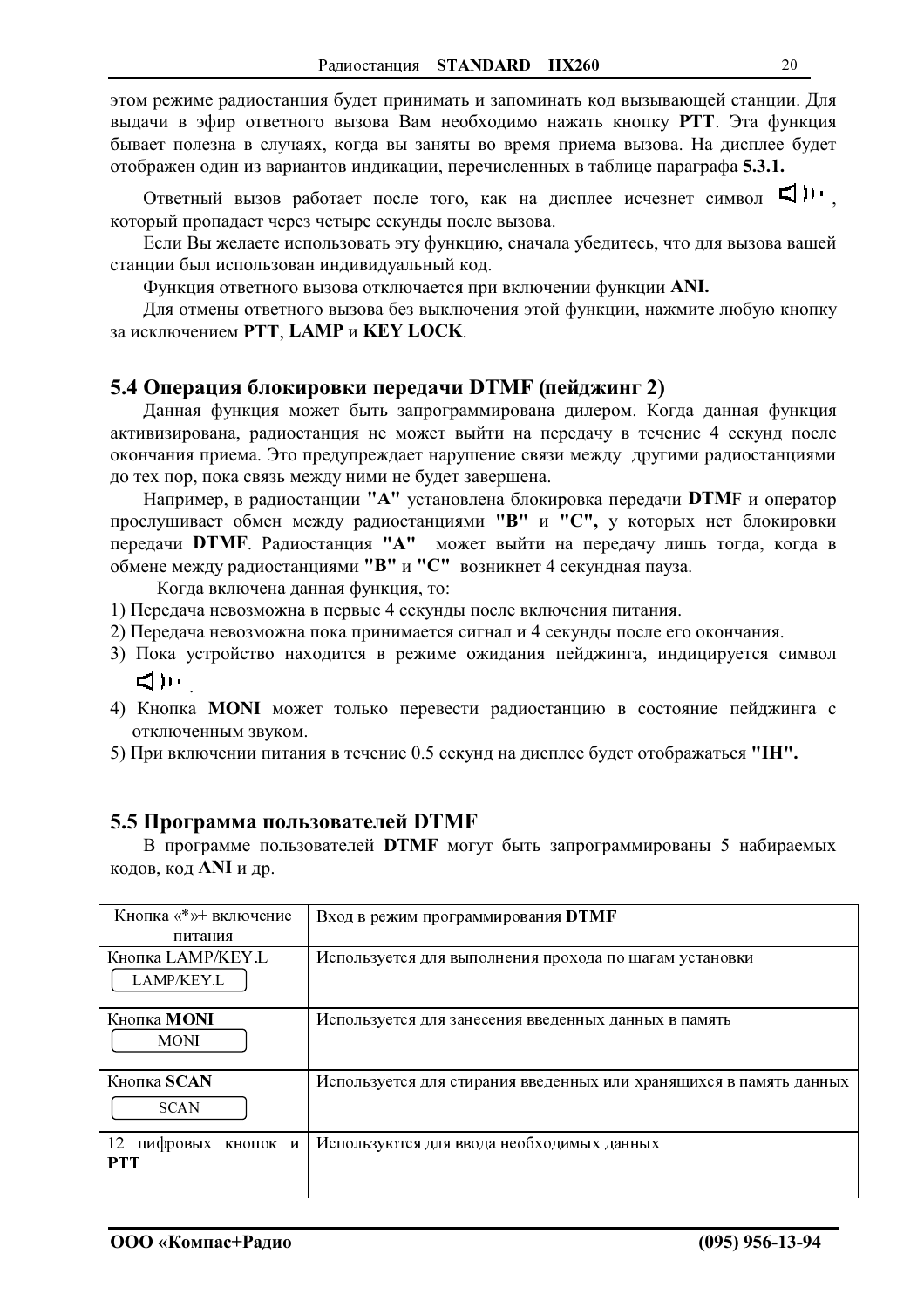этом режиме радиостанция будет принимать и запоминать код вызывающей станции. Для выдачи в эфир ответного вызова Вам необходимо нажать кнопку **PTT**. Эта функция бывает полезна в случаях, когда вы заняты во время приема вызова. На дисплее будет отображен один из вариантов индикации, перечисленных в таблице параграфа **5.3.1.**

Ответный вызов работает после того, как на дисплее исчезнет символ ◁)ı·, который пропадает через четыре секунды после вызова.

Если Вы желаете использовать эту функцию, сначала убедитесь, что для вызова вашей станции был использован индивидуальный код.

Функция ответного вызова отключается при включении функции **ANI.**

Для отмены ответного вызова без выключения этой функции, нажмите любую кнопку за исключением **PTT**, **LAMP** и **KEY LOCK**.

## 5.4 Операция блокировки передачи DTMF (пейджинг 2)

Данная функция может быть запрограммирована дилером. Когда данная функция активизирована, радиостанция не может выйти на передачу в течение 4 секунд после окончания приема. Это предупреждает нарушение связи между другими радиостанциями до тех пор, пока связь между ними не будет завершена.

Например, в радиостанции **"A"** установлена блокировка передачи **DTM**F и оператор прослушивает обмен между радиостанциями **"B"** и **"C",** у которых нет блокировки передачи **DTMF**. Радиостанция **"A"** может выйти на передачу лишь тогда, когда в обмене между радиостанциями **"B"** и **"C"** возникнет 4 секундная пауза.

Когда включена данная функция, то:

1) Передача невозможна в первые 4 секунды после включения питания.
2) Передача невозможна пока принимается сигнал и 4 секунды после его окончания.
3) Пока устройство находится в режиме ожидания пейджинга, индицируется символ ◁)ı·.
4) Кнопка **MONI** может только перевести радиостанцию в состояние пейджинга с отключенным звуком.
5) При включении питания в течение 0.5 секунд на дисплее будет отображаться **"IH".**

## 5.5 Программа пользователей DTMF

В программе пользователей **DTMF** могут быть запрограммированы 5 набираемых кодов, код **ANI** и др.

| | |
|---|---|
| Кнопка «*»+ включение питания | Вход в режим программирования **DTMF** |
| Кнопка LAMP/KEY.L<br>LAMP/KEY.L | Используется для выполнения прохода по шагам установки |
| Кнопка **MONI**<br>MONI | Используется для занесения введенных данных в память |
| Кнопка **SCAN**<br>SCAN | Используется для стирания введенных или хранящихся в память данных |
| 12 цифровых кнопок и **PTT** | Используются для ввода необходимых данных |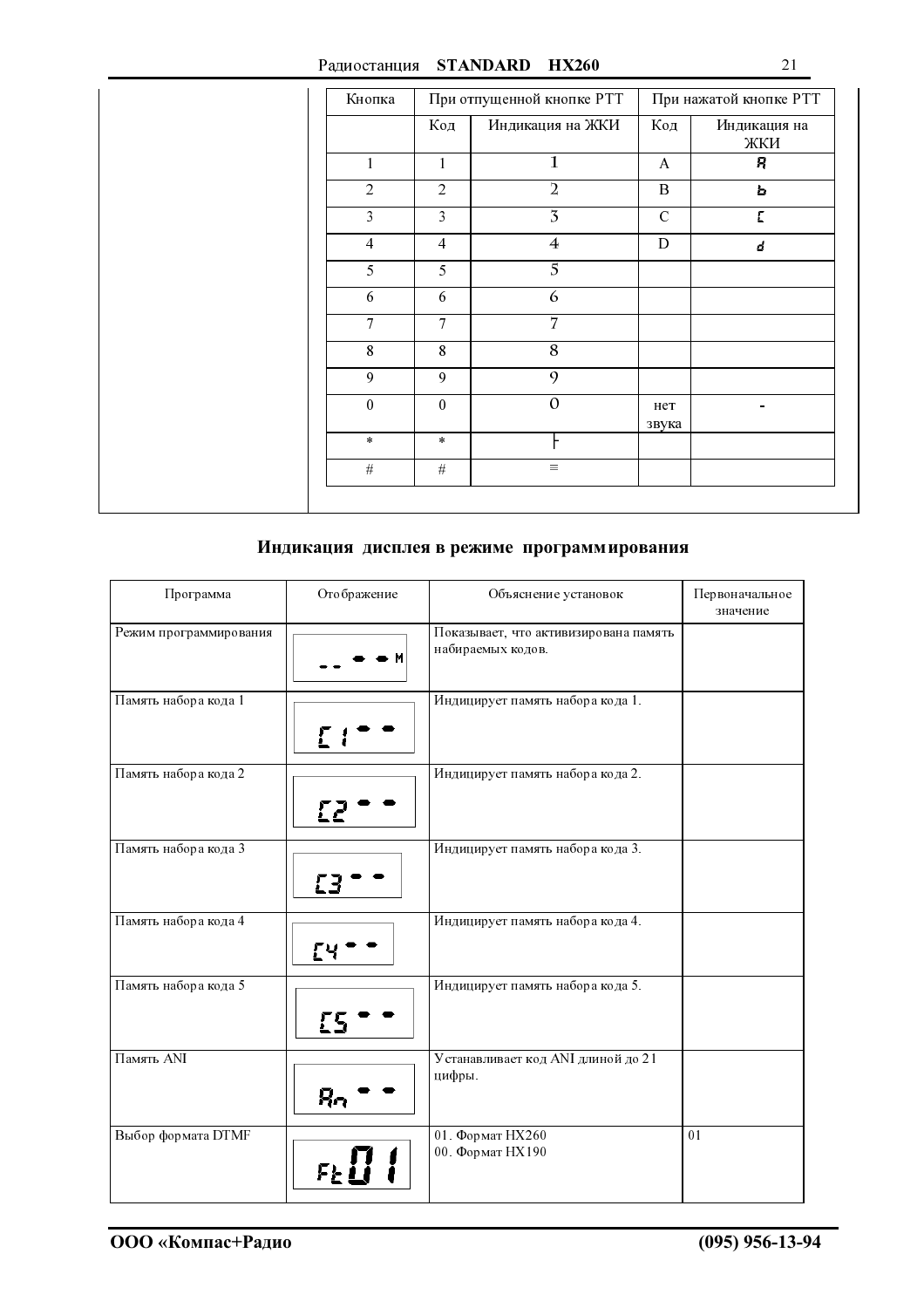| Кнопка | При отпущенной кнопке РТТ | | При нажатой кнопке РТТ | |
|---|---|---|---|---|
| | Код | Индикация на ЖКИ | Код | Индикация на ЖКИ |
| 1 | 1 | 1 | A | A |
| 2 | 2 | 2 | B | b |
| 3 | 3 | 3 | C | C |
| 4 | 4 | 4 | D | d |
| 5 | 5 | 5 | | |
| 6 | 6 | 6 | | |
| 7 | 7 | 7 | | |
| 8 | 8 | 8 | | |
| 9 | 9 | 9 | | |
| 0 | 0 | 0 | нет звука | - |
| * | * | ├ | | |
| # | # | ≡ | | |

## Индикация дисплея в режиме программирования

| Программа | Отображение | Объяснение установок | Первоначальное значение |
|---|---|---|---|
| Режим программирования | -- • • M | Показывает, что активизирована память набираемых кодов. | |
| Память набора кода 1 | C1 • • | Индицирует память набора кода 1. | |
| Память набора кода 2 | C2 • • | Индицирует память набора кода 2. | |
| Память набора кода 3 | C3 • • | Индицирует память набора кода 3. | |
| Память набора кода 4 | C4 • • | Индицирует память набора кода 4. | |
| Память набора кода 5 | C5 • • | Индицирует память набора кода 5. | |
| Память ANI | An • • | Устанавливает код ANI длиной до 21 цифры. | |
| Выбор формата DTMF | Ft01 | 01. Формат HX260<br>00. Формат HX190 | 01 |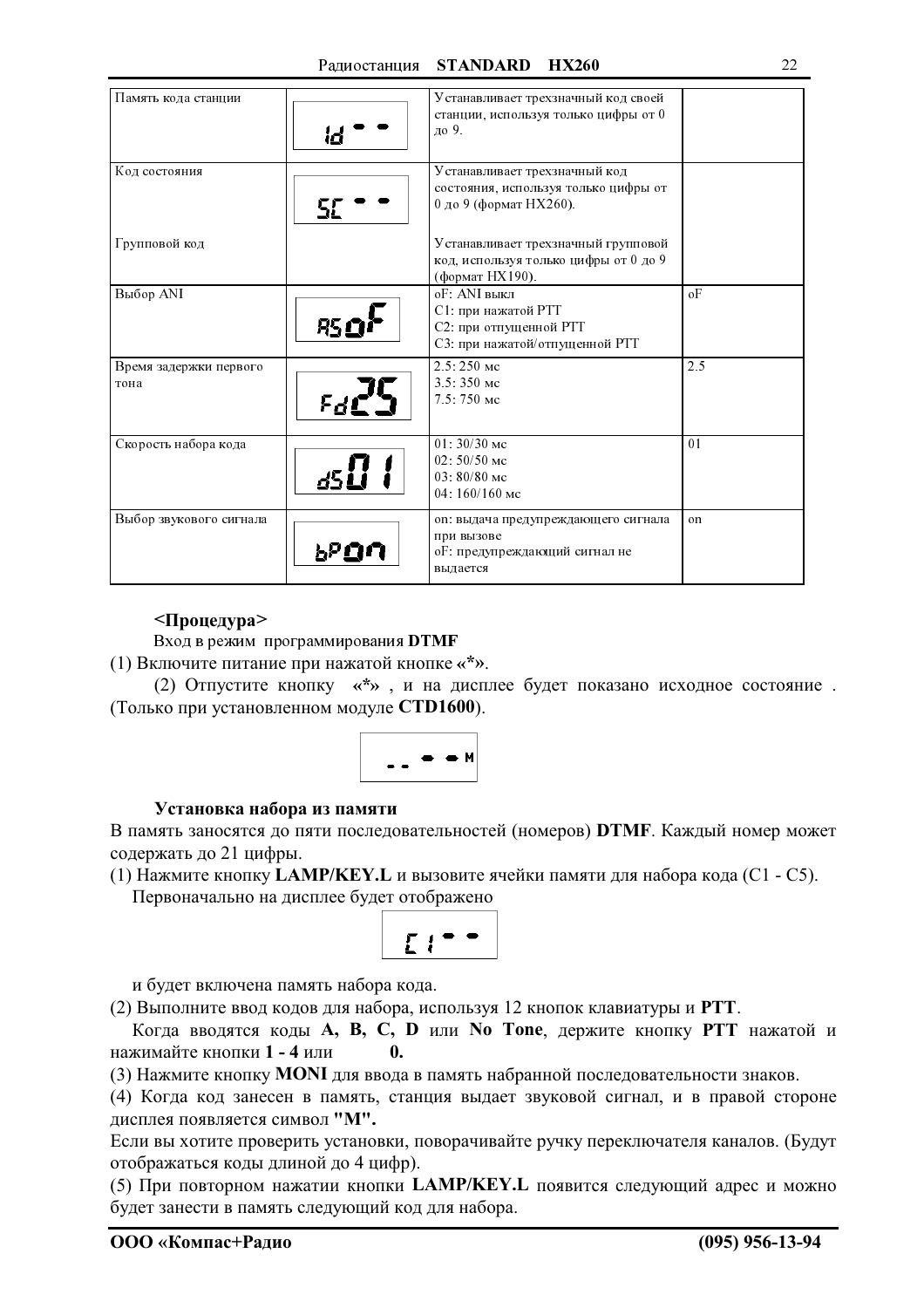| Память кода станции | id - - | Устанавливает трехзначный код своей станции, используя только цифры от 0 до 9. | |
|---|---|---|---|
| Код состояния<br><br>Групповой код | SC - - | Устанавливает трехзначный код состояния, используя только цифры от 0 до 9 (формат HX260).<br><br>Устанавливает трехзначный групповой код, используя только цифры от 0 до 9 (формат HX190). | |
| Выбор ANI | AS oF | oF: ANI выкл<br>C1: при нажатой PTT<br>C2: при отпущенной PTT<br>C3: при нажатой/отпущенной PTT | oF |
| Время задержки первого тона | Fd 25 | 2.5: 250 мс<br>3.5: 350 мс<br>7.5: 750 мс | 2.5 |
| Скорость набора кода | dS 01 | 01: 30/30 мс<br>02: 50/50 мс<br>03: 80/80 мс<br>04: 160/160 мс | 01 |
| Выбор звукового сигнала | bP on | on: выдача предупреждающего сигнала при вызове<br>oF: предупреждающий сигнал не выдается | on |

**<Процедура>**

Вход в режим программирования **DTMF**

(1) Включите питание при нажатой кнопке «*».

(2) Отпустите кнопку «*», и на дисплее будет показано исходное состояние . (Только при установленном модуле **CTD1600**).

-- - - M

**Установка набора из памяти**

В память заносятся до пяти последовательностей (номеров) **DTMF**. Каждый номер может содержать до 21 цифры.

(1) Нажмите кнопку **LAMP/KEY.L** и вызовите ячейки памяти для набора кода (C1 - C5).
Первоначально на дисплее будет отображено

C1 - -

и будет включена память набора кода.

(2) Выполните ввод кодов для набора, используя 12 кнопок клавиатуры и **PTT**.
Когда вводятся коды **A, B, C, D** или **No Tone**, держите кнопку **PTT** нажатой и нажимайте кнопки **1 - 4** или **0.**

(3) Нажмите кнопку **MONI** для ввода в память набранной последовательности знаков.

(4) Когда код занесен в память, станция выдает звуковой сигнал, и в правой стороне дисплея появляется символ **"M".**

Если вы хотите проверить установки, поворачивайте ручку переключателя каналов. (Будут отображаться коды длиной до 4 цифр).

(5) При повторном нажатии кнопки **LAMP/KEY.L** появится следующий адрес и можно будет занести в память следующий код для набора.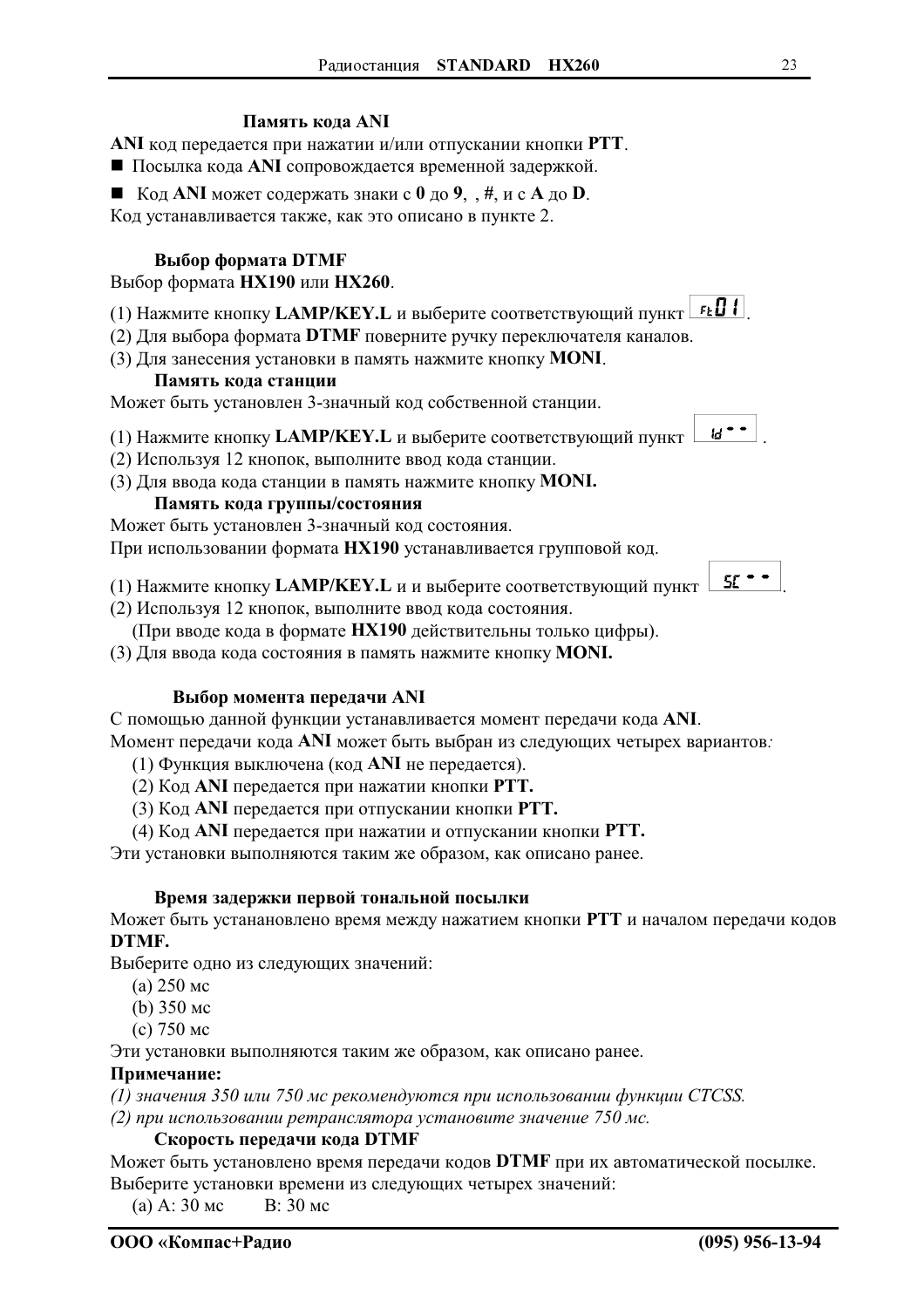### Память кода ANI

**ANI** код передается при нажатии и/или отпускании кнопки **PTT**.

- Посылка кода **ANI** сопровождается временной задержкой.
- Код **ANI** может содержать знаки с **0** до **9**, , **#**, и с **A** до **D**.

Код устанавливается также, как это описано в пункте 2.

### Выбор формата DTMF

Выбор формата **HX190** или **HX260**.

(1) Нажмите кнопку **LAMP/KEY.L** и выберите соответствующий пункт `Ft01`.
(2) Для выбора формата **DTMF** поверните ручку переключателя каналов.
(3) Для занесения установки в память нажмите кнопку **MONI**.

### Память кода станции

Может быть установлен 3-значный код собственной станции.

(1) Нажмите кнопку **LAMP/KEY.L** и выберите соответствующий пункт `Id - -`.
(2) Используя 12 кнопок, выполните ввод кода станции.
(3) Для ввода кода станции в память нажмите кнопку **MONI.**

### Память кода группы/состояния

Может быть установлен 3-значный код состояния.
При использовании формата **HX190** устанавливается групповой код.

(1) Нажмите кнопку **LAMP/KEY.L** и и выберите соответствующий пункт `SC - -`.
(2) Используя 12 кнопок, выполните ввод кода состояния.
(При вводе кода в формате **HX190** действительны только цифры).
(3) Для ввода кода состояния в память нажмите кнопку **MONI.**

### Выбор момента передачи ANI

С помощью данной функции устанавливается момент передачи кода **ANI**.
Момент передачи кода **ANI** может быть выбран из следующих четырех вариантов*:*

(1) Функция выключена (код **ANI** не передается).
(2) Код **ANI** передается при нажатии кнопки **PTT.**
(3) Код **ANI** передается при отпускании кнопки **PTT.**
(4) Код **ANI** передается при нажатии и отпускании кнопки **PTT.**

Эти установки выполняются таким же образом, как описано ранее.

### Время задержки первой тональной посылки

Может быть устанановлено время между нажатием кнопки **PTT** и началом передачи кодов **DTMF.**

Выберите одно из следующих значений:

(a) 250 мс
(b) 350 мс
(c) 750 мс

Эти установки выполняются таким же образом, как описано ранее.

**Примечание:**

*(1) значения 350 или 750 мс рекомендуются при использовании функции CTCSS.*
*(2) при использовании ретранслятора установите значение 750 мс.*

### Скорость передачи кода DTMF

Может быть установлено время передачи кодов **DTMF** при их автоматической посылке.
Выберите установки времени из следующих четырех значений:

(a) A: 30 мс  B: 30 мс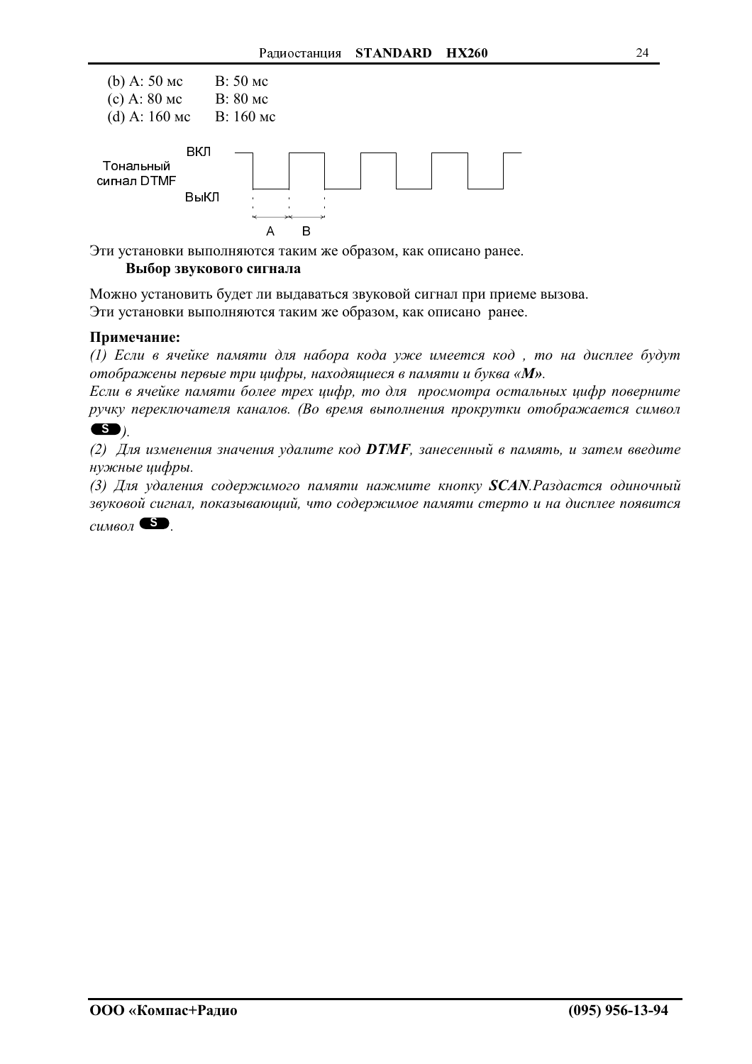(b) A: 50 мс B: 50 мс
(c) A: 80 мс B: 80 мс
(d) A: 160 мс B: 160 мс

ВКЛ
Тональный сигнал DTMF
ВыКЛ
A B

Эти установки выполняются таким же образом, как описано ранее.

**Выбор звукового сигнала**

Можно установить будет ли выдаваться звуковой сигнал при приеме вызова.
Эти установки выполняются таким же образом, как описано ранее.

**Примечание:**

*(1) Если в ячейке памяти для набора кода уже имеется код , то на дисплее будут отображены первые три цифры, находящиеся в памяти и буква «**M**».*

*Если в ячейке памяти более трех цифр, то для просмотра остальных цифр поверните ручку переключателя каналов. (Во время выполнения прокрутки отображается символ* **S***).*

*(2) Для изменения значения удалите код **DTMF**, занесенный в память, и затем введите нужные цифры.*

*(3) Для удаления содержимого памяти нажмите кнопку **SCAN**.Раздастся одиночный звуковой сигнал, показывающий, что содержимое памяти стерто и на дисплее появится символ* **S**.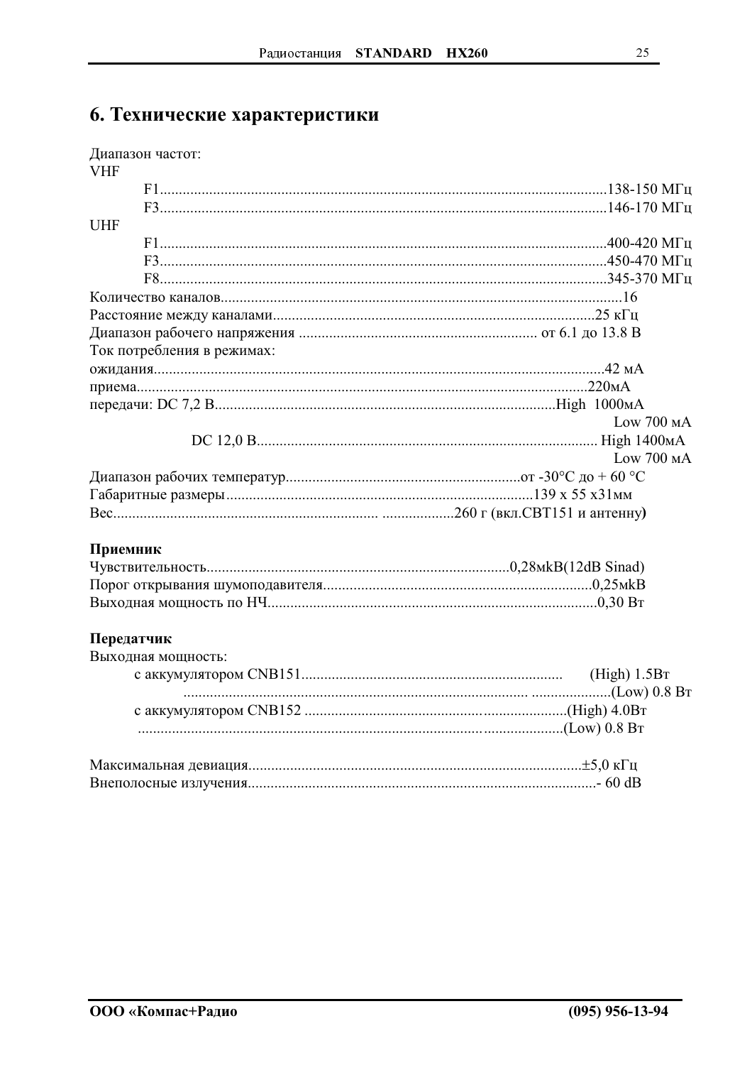# 6. Технические характеристики

Диапазон частот:

VHF

- F1....................................................................................................................138-150 МГц
- F3....................................................................................................................146-170 МГц

UHF

- F1....................................................................................................................400-420 МГц
- F3....................................................................................................................450-470 МГц
- F8....................................................................................................................345-370 МГц

Количество каналов........................................................................................................16

Расстояние между каналами....................................................................................25 кГц

Диапазон рабочего напряжения .............................................................. от 6.1 до 13.8 В

Ток потребления в режимах:

ожидания.....................................................................................................................42 мА

приема.....................................................................................................................220мА

передачи: DC 7,2 В.........................................................................................High 1000мА

Low 700 мА

DC 12,0 В......................................................................................... High 1400мА

Low 700 мА

Диапазон рабочих температур.............................................................от -30°С до + 60 °С

Габаритные размеры................................................................................139 x 55 x31мм

Вес....................................................................... ..................260 г (вкл.CBT151 и антенну)

**Приемник**

Чувствительность..............................................................................0,28мkB(12dB Sinad)

Порог открывания шумоподавителя......................................................................0,25мkB

Выходная мощность по НЧ......................................................................................0,30 Вт

**Передатчик**

Выходная мощность:

с аккумулятором CNB151.................................................................... (High) 1.5Вт

............................................................................................ .....................(Low) 0.8 Вт

с аккумулятором CNB152 ....................................................................(High) 4.0Вт

.............................................................................................................(Low) 0.8 Вт

Максимальная девиация.......................................................................................±5,0 кГц

Внеполосные излучения........................................................................................- 60 dB